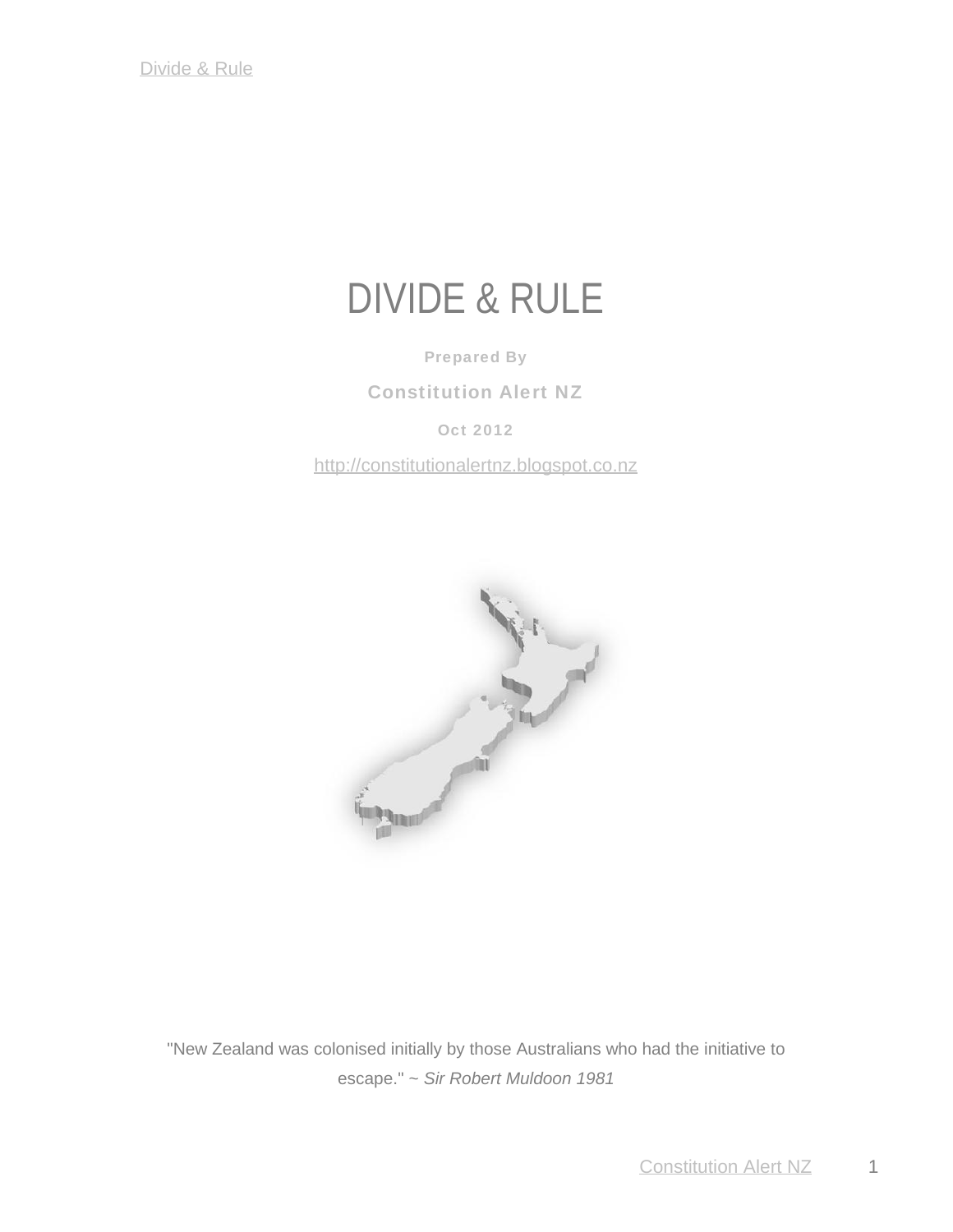# DIVIDE & RULE

**Prepared By**

**Constitution Alert NZ**

**Oct 2012**

http://constitutionalertnz.blogspot.co.nz

"New Zealand was colonised initially by those Australians who had the initiative to escape." ~ *Sir Robert Muldoon 1981*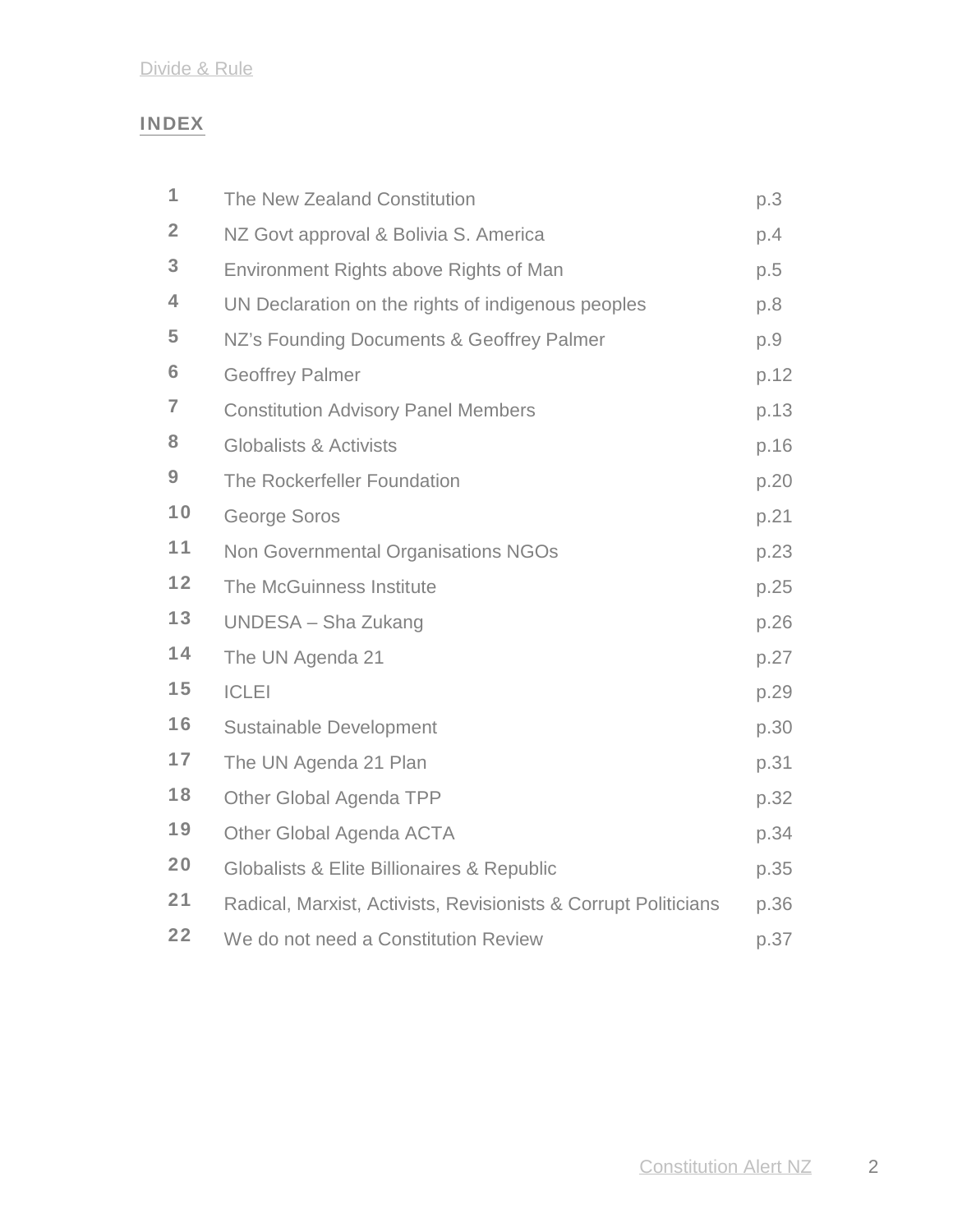## INDEX

| | | |
|---|---|---|
| 1 | The New Zealand Constitution | p.3 |
| 2 | NZ Govt approval & Bolivia S. America | p.4 |
| 3 | Environment Rights above Rights of Man | p.5 |
| 4 | UN Declaration on the rights of indigenous peoples | p.8 |
| 5 | NZ's Founding Documents & Geoffrey Palmer | p.9 |
| 6 | Geoffrey Palmer | p.12 |
| 7 | Constitution Advisory Panel Members | p.13 |
| 8 | Globalists & Activists | p.16 |
| 9 | The Rockerfeller Foundation | p.20 |
| 10 | George Soros | p.21 |
| 11 | Non Governmental Organisations NGOs | p.23 |
| 12 | The McGuinness Institute | p.25 |
| 13 | UNDESA – Sha Zukang | p.26 |
| 14 | The UN Agenda 21 | p.27 |
| 15 | ICLEI | p.29 |
| 16 | Sustainable Development | p.30 |
| 17 | The UN Agenda 21 Plan | p.31 |
| 18 | Other Global Agenda TPP | p.32 |
| 19 | Other Global Agenda ACTA | p.34 |
| 20 | Globalists & Elite Billionaires & Republic | p.35 |
| 21 | Radical, Marxist, Activists, Revisionists & Corrupt Politicians | p.36 |
| 22 | We do not need a Constitution Review | p.37 |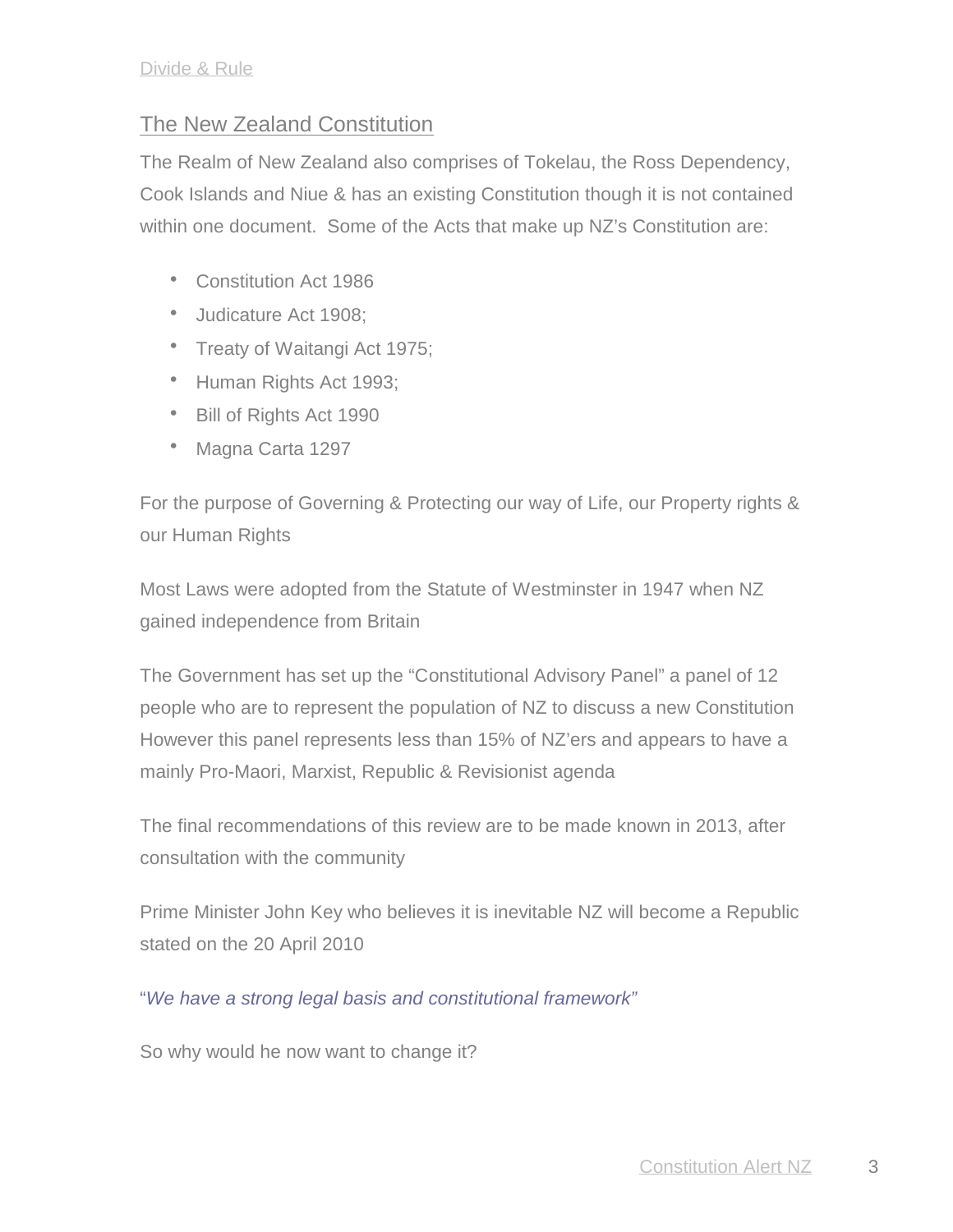## The New Zealand Constitution

The Realm of New Zealand also comprises of Tokelau, the Ross Dependency, Cook Islands and Niue & has an existing Constitution though it is not contained within one document. Some of the Acts that make up NZ's Constitution are:

- Constitution Act 1986
- Judicature Act 1908;
- Treaty of Waitangi Act 1975;
- Human Rights Act 1993;
- Bill of Rights Act 1990
- Magna Carta 1297

For the purpose of Governing & Protecting our way of Life, our Property rights & our Human Rights

Most Laws were adopted from the Statute of Westminster in 1947 when NZ gained independence from Britain

The Government has set up the "Constitutional Advisory Panel" a panel of 12 people who are to represent the population of NZ to discuss a new Constitution However this panel represents less than 15% of NZ'ers and appears to have a mainly Pro-Maori, Marxist, Republic & Revisionist agenda

The final recommendations of this review are to be made known in 2013, after consultation with the community

Prime Minister John Key who believes it is inevitable NZ will become a Republic stated on the 20 April 2010

"*We have a strong legal basis and constitutional framework"*

So why would he now want to change it?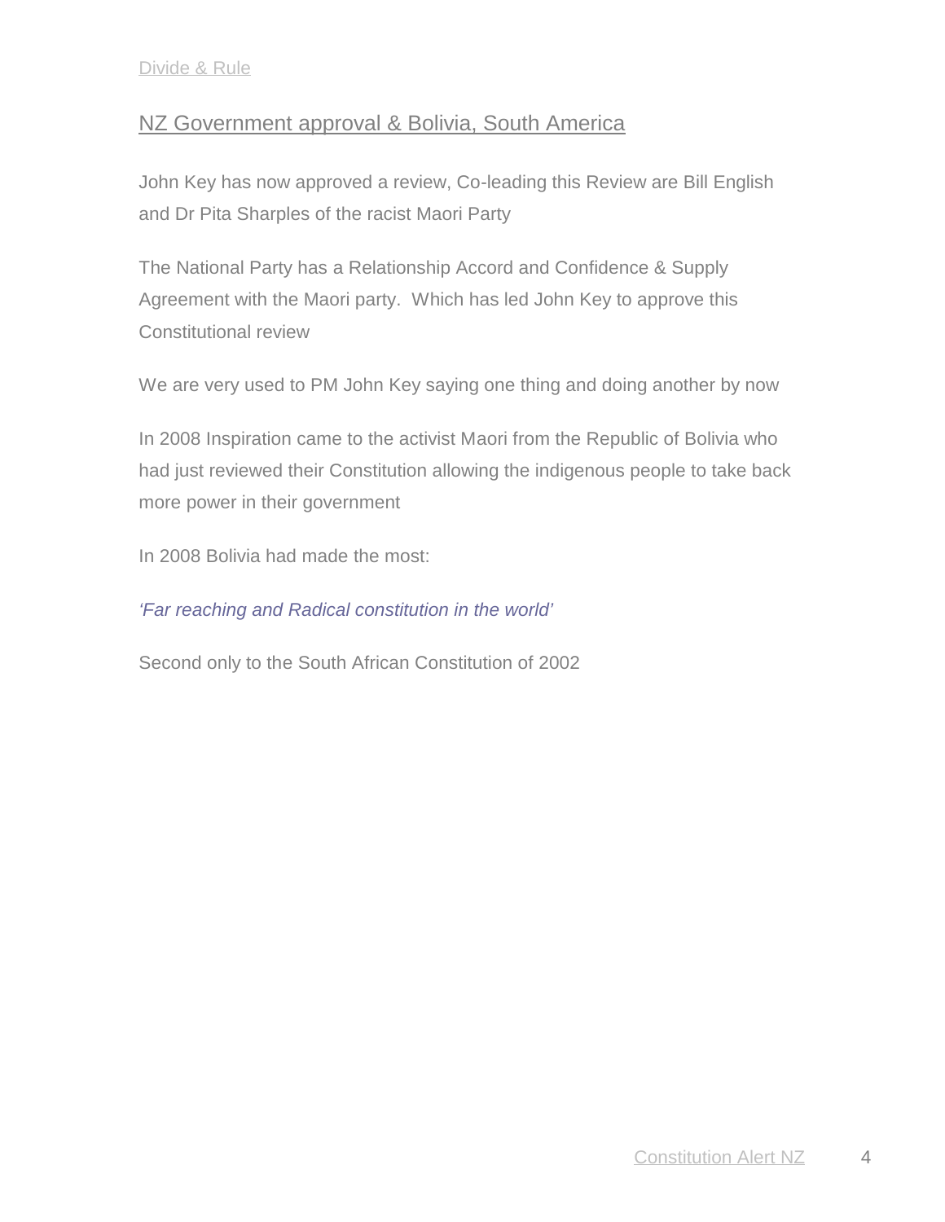## NZ Government approval & Bolivia, South America

John Key has now approved a review, Co-leading this Review are Bill English and Dr Pita Sharples of the racist Maori Party

The National Party has a Relationship Accord and Confidence & Supply Agreement with the Maori party. Which has led John Key to approve this Constitutional review

We are very used to PM John Key saying one thing and doing another by now

In 2008 Inspiration came to the activist Maori from the Republic of Bolivia who had just reviewed their Constitution allowing the indigenous people to take back more power in their government

In 2008 Bolivia had made the most:

*'Far reaching and Radical constitution in the world'*

Second only to the South African Constitution of 2002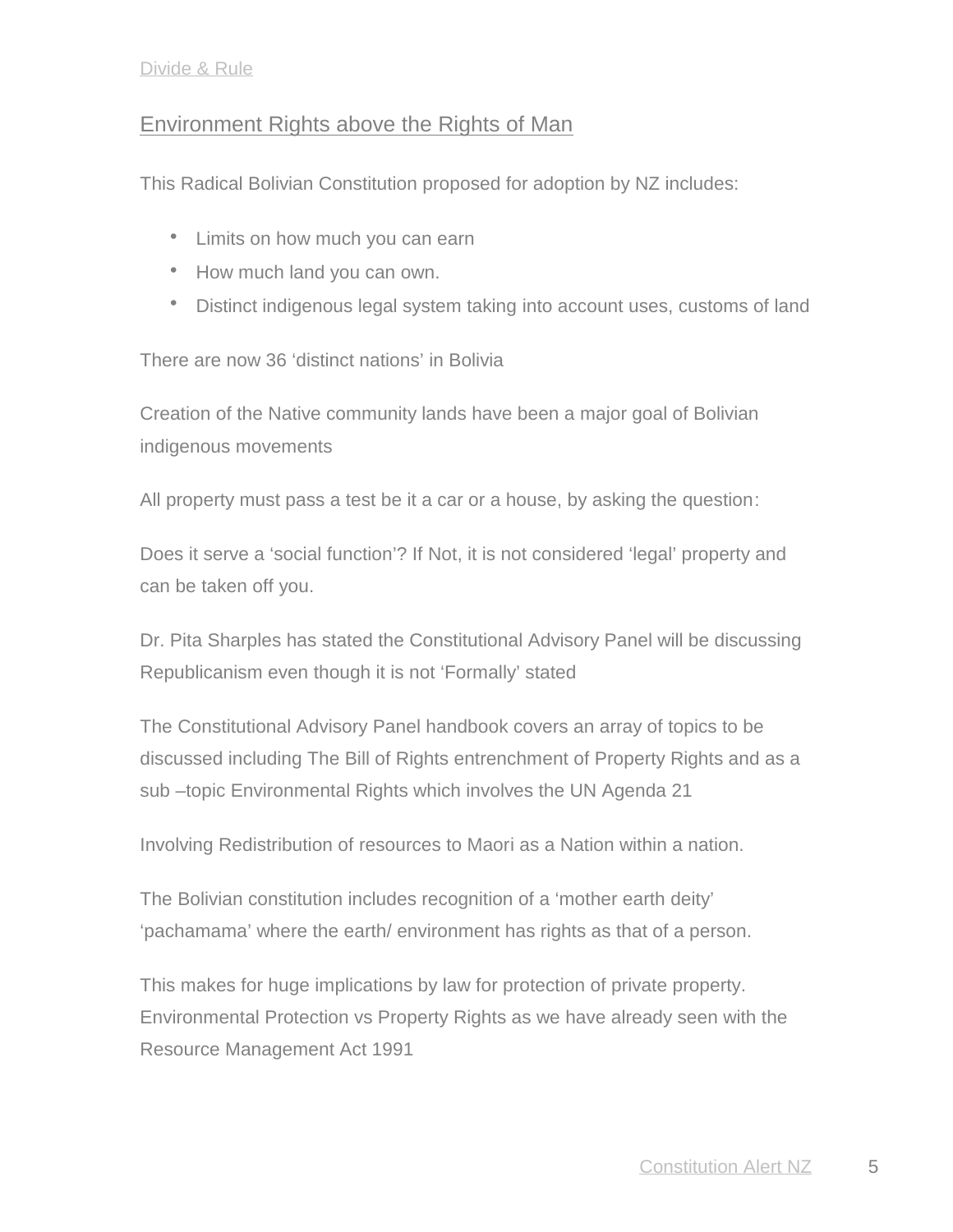Divide & Rule

## Environment Rights above the Rights of Man

This Radical Bolivian Constitution proposed for adoption by NZ includes:

- Limits on how much you can earn
- How much land you can own.
- Distinct indigenous legal system taking into account uses, customs of land

There are now 36 'distinct nations' in Bolivia

Creation of the Native community lands have been a major goal of Bolivian indigenous movements

All property must pass a test be it a car or a house, by asking the question:

Does it serve a 'social function'? If Not, it is not considered 'legal' property and can be taken off you.

Dr. Pita Sharples has stated the Constitutional Advisory Panel will be discussing Republicanism even though it is not 'Formally' stated

The Constitutional Advisory Panel handbook covers an array of topics to be discussed including The Bill of Rights entrenchment of Property Rights and as a sub –topic Environmental Rights which involves the UN Agenda 21

Involving Redistribution of resources to Maori as a Nation within a nation.

The Bolivian constitution includes recognition of a 'mother earth deity' 'pachamama' where the earth/ environment has rights as that of a person.

This makes for huge implications by law for protection of private property. Environmental Protection vs Property Rights as we have already seen with the Resource Management Act 1991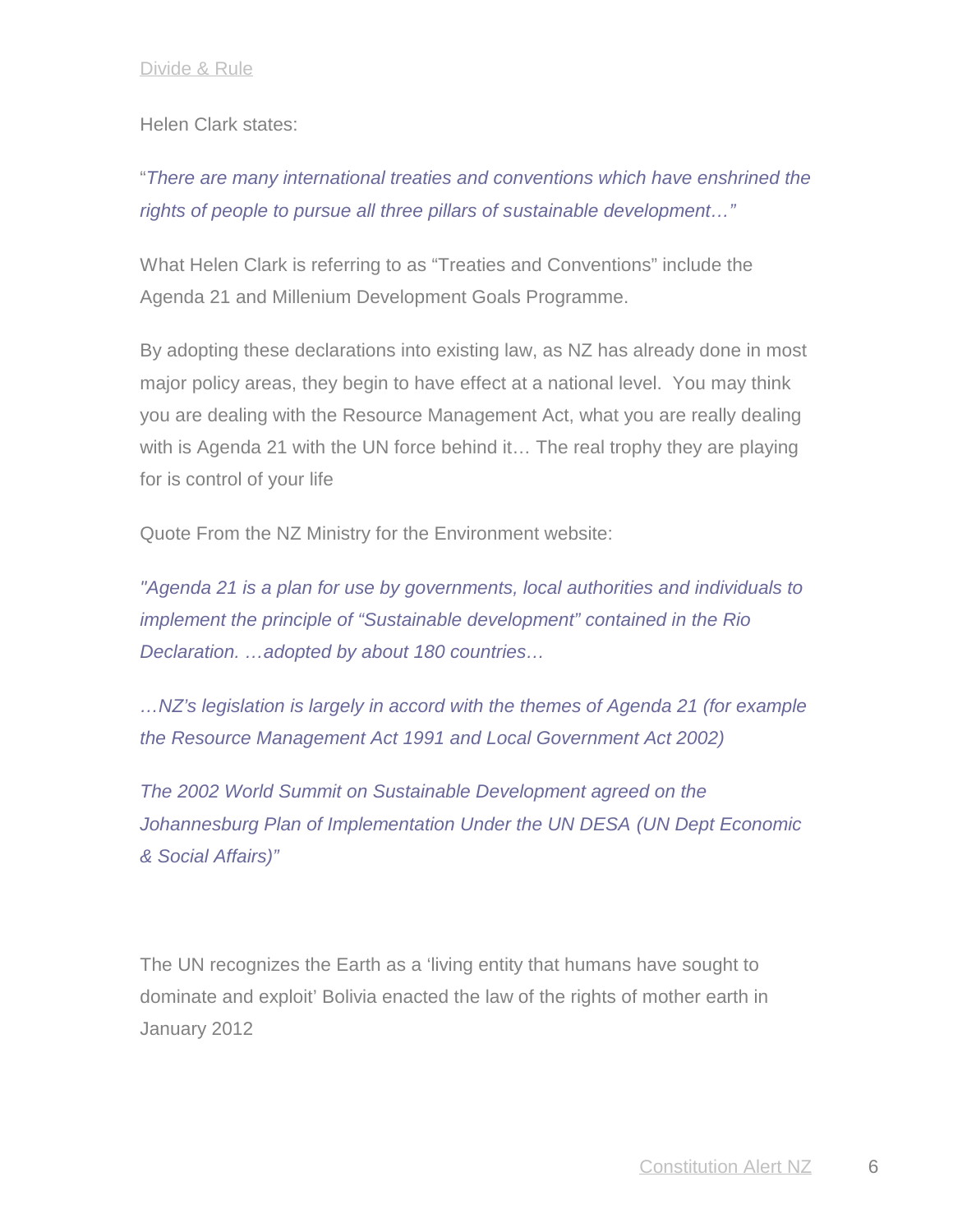Divide & Rule

Helen Clark states:

"*There are many international treaties and conventions which have enshrined the rights of people to pursue all three pillars of sustainable development…"*

What Helen Clark is referring to as "Treaties and Conventions" include the Agenda 21 and Millenium Development Goals Programme.

By adopting these declarations into existing law, as NZ has already done in most major policy areas, they begin to have effect at a national level. You may think you are dealing with the Resource Management Act, what you are really dealing with is Agenda 21 with the UN force behind it… The real trophy they are playing for is control of your life

Quote From the NZ Ministry for the Environment website:

*"Agenda 21 is a plan for use by governments, local authorities and individuals to implement the principle of "Sustainable development" contained in the Rio Declaration. …adopted by about 180 countries…*

*…NZ's legislation is largely in accord with the themes of Agenda 21 (for example the Resource Management Act 1991 and Local Government Act 2002)*

*The 2002 World Summit on Sustainable Development agreed on the Johannesburg Plan of Implementation Under the UN DESA (UN Dept Economic & Social Affairs)"*

The UN recognizes the Earth as a 'living entity that humans have sought to dominate and exploit' Bolivia enacted the law of the rights of mother earth in January 2012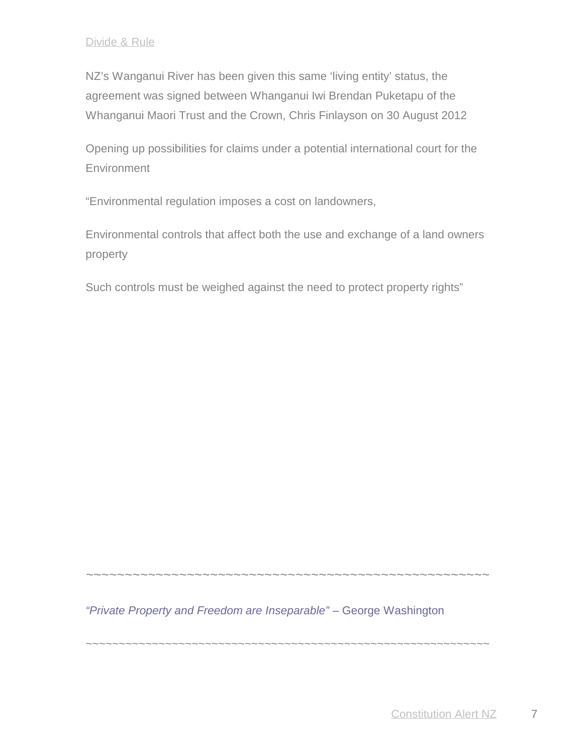Divide & Rule

NZ's Wanganui River has been given this same 'living entity' status, the agreement was signed between Whanganui Iwi Brendan Puketapu of the Whanganui Maori Trust and the Crown, Chris Finlayson on 30 August 2012

Opening up possibilities for claims under a potential international court for the Environment

"Environmental regulation imposes a cost on landowners,

Environmental controls that affect both the use and exchange of a land owners property

Such controls must be weighed against the need to protect property rights"

~~~~~~~~~~~~~~~~~~~~~~~~~~~~~~~~~~~~~~~~~~~~~~~~~~~~~~~~~~

*"Private Property and Freedom are Inseparable"* – George Washington

~~~~~~~~~~~~~~~~~~~~~~~~~~~~~~~~~~~~~~~~~~~~~~~~~~~~~~~~~~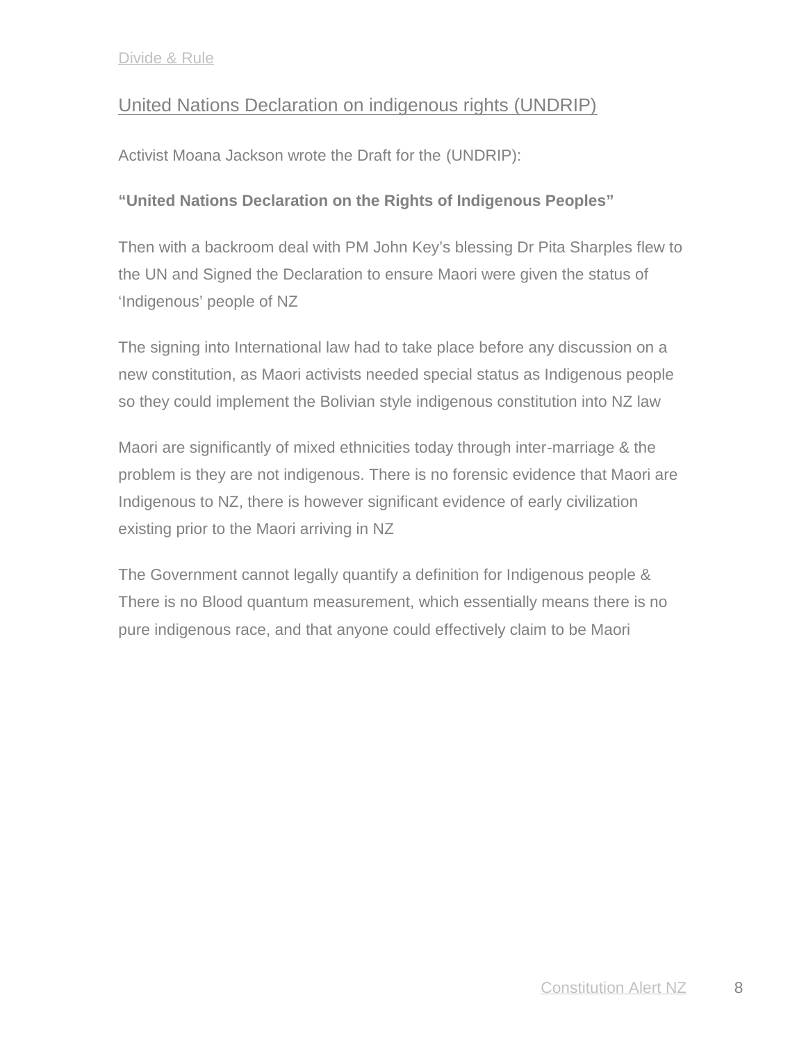## United Nations Declaration on indigenous rights (UNDRIP)

Activist Moana Jackson wrote the Draft for the (UNDRIP):

**"United Nations Declaration on the Rights of Indigenous Peoples"**

Then with a backroom deal with PM John Key's blessing Dr Pita Sharples flew to the UN and Signed the Declaration to ensure Maori were given the status of 'Indigenous' people of NZ

The signing into International law had to take place before any discussion on a new constitution, as Maori activists needed special status as Indigenous people so they could implement the Bolivian style indigenous constitution into NZ law

Maori are significantly of mixed ethnicities today through inter-marriage & the problem is they are not indigenous. There is no forensic evidence that Maori are Indigenous to NZ, there is however significant evidence of early civilization existing prior to the Maori arriving in NZ

The Government cannot legally quantify a definition for Indigenous people & There is no Blood quantum measurement, which essentially means there is no pure indigenous race, and that anyone could effectively claim to be Maori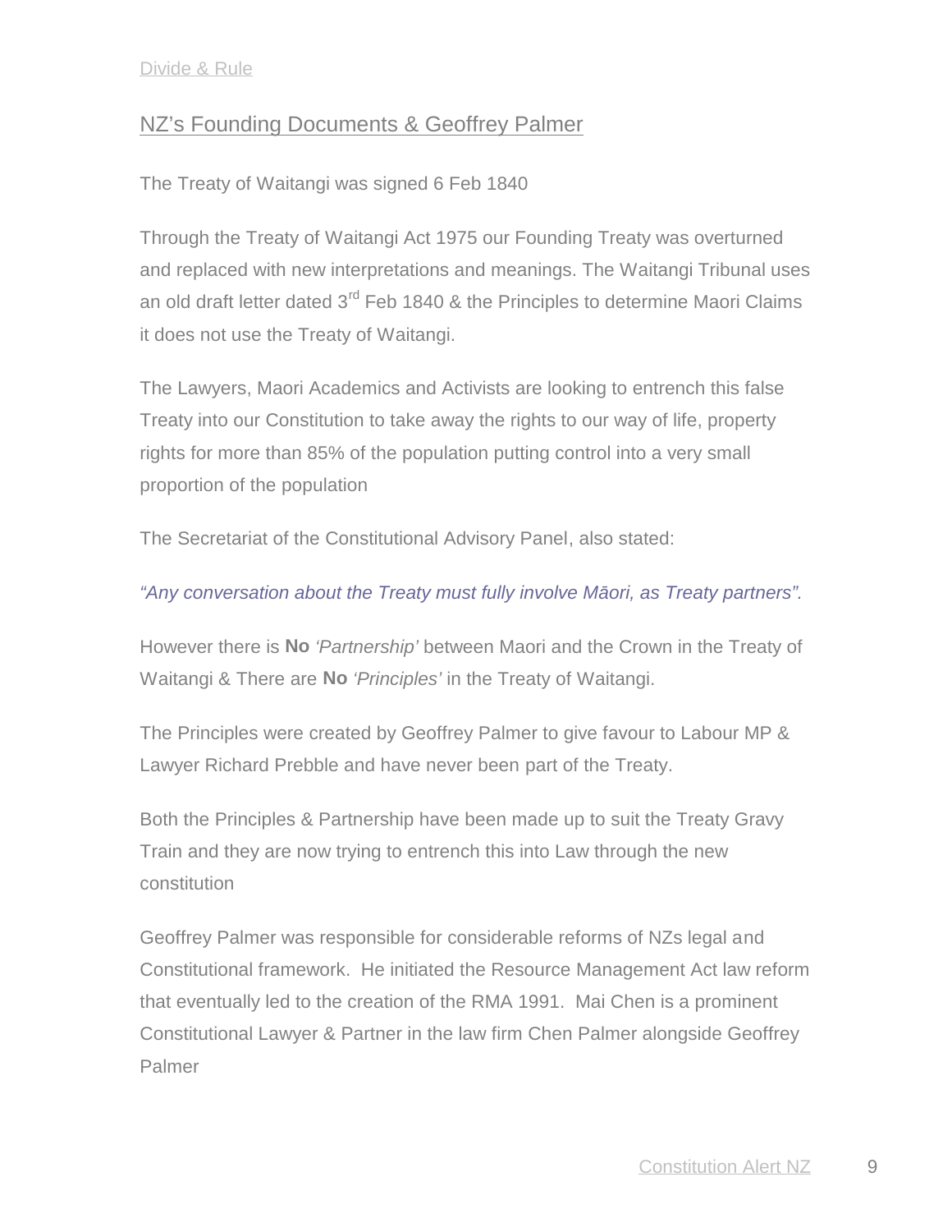## NZ's Founding Documents & Geoffrey Palmer

The Treaty of Waitangi was signed 6 Feb 1840

Through the Treaty of Waitangi Act 1975 our Founding Treaty was overturned and replaced with new interpretations and meanings. The Waitangi Tribunal uses an old draft letter dated 3rd Feb 1840 & the Principles to determine Maori Claims it does not use the Treaty of Waitangi.

The Lawyers, Maori Academics and Activists are looking to entrench this false Treaty into our Constitution to take away the rights to our way of life, property rights for more than 85% of the population putting control into a very small proportion of the population

The Secretariat of the Constitutional Advisory Panel, also stated:

*"Any conversation about the Treaty must fully involve Māori, as Treaty partners".*

However there is **No** *'Partnership'* between Maori and the Crown in the Treaty of Waitangi & There are **No** *'Principles'* in the Treaty of Waitangi.

The Principles were created by Geoffrey Palmer to give favour to Labour MP & Lawyer Richard Prebble and have never been part of the Treaty.

Both the Principles & Partnership have been made up to suit the Treaty Gravy Train and they are now trying to entrench this into Law through the new constitution

Geoffrey Palmer was responsible for considerable reforms of NZs legal and Constitutional framework. He initiated the Resource Management Act law reform that eventually led to the creation of the RMA 1991. Mai Chen is a prominent Constitutional Lawyer & Partner in the law firm Chen Palmer alongside Geoffrey Palmer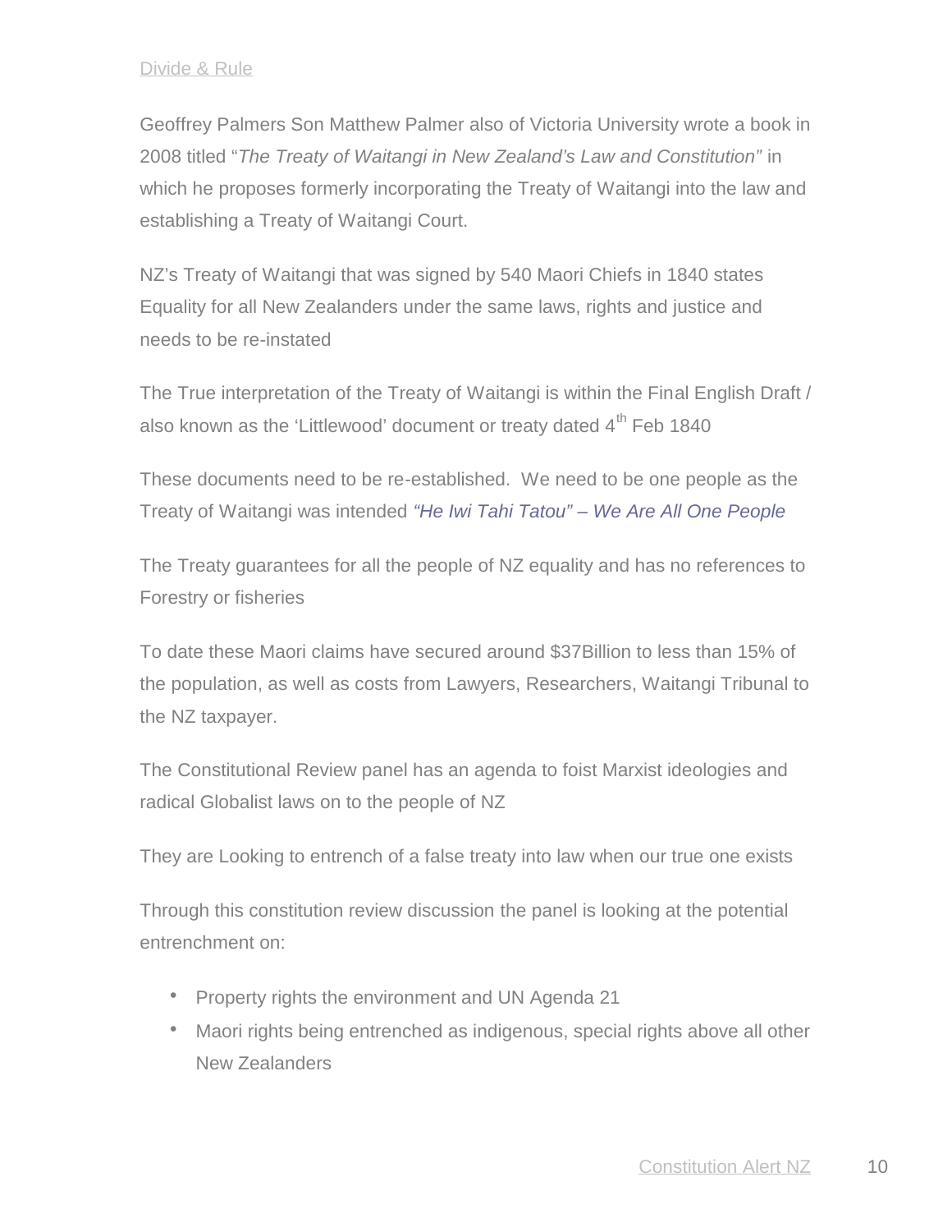Divide & Rule

Geoffrey Palmers Son Matthew Palmer also of Victoria University wrote a book in 2008 titled "*The Treaty of Waitangi in New Zealand's Law and Constitution"* in which he proposes formerly incorporating the Treaty of Waitangi into the law and establishing a Treaty of Waitangi Court.

NZ's Treaty of Waitangi that was signed by 540 Maori Chiefs in 1840 states Equality for all New Zealanders under the same laws, rights and justice and needs to be re-instated

The True interpretation of the Treaty of Waitangi is within the Final English Draft / also known as the 'Littlewood' document or treaty dated 4th Feb 1840

These documents need to be re-established. We need to be one people as the Treaty of Waitangi was intended *"He Iwi Tahi Tatou" – We Are All One People*

The Treaty guarantees for all the people of NZ equality and has no references to Forestry or fisheries

To date these Maori claims have secured around $37Billion to less than 15% of the population, as well as costs from Lawyers, Researchers, Waitangi Tribunal to the NZ taxpayer.

The Constitutional Review panel has an agenda to foist Marxist ideologies and radical Globalist laws on to the people of NZ

They are Looking to entrench of a false treaty into law when our true one exists

Through this constitution review discussion the panel is looking at the potential entrenchment on:

- Property rights the environment and UN Agenda 21
- Maori rights being entrenched as indigenous, special rights above all other New Zealanders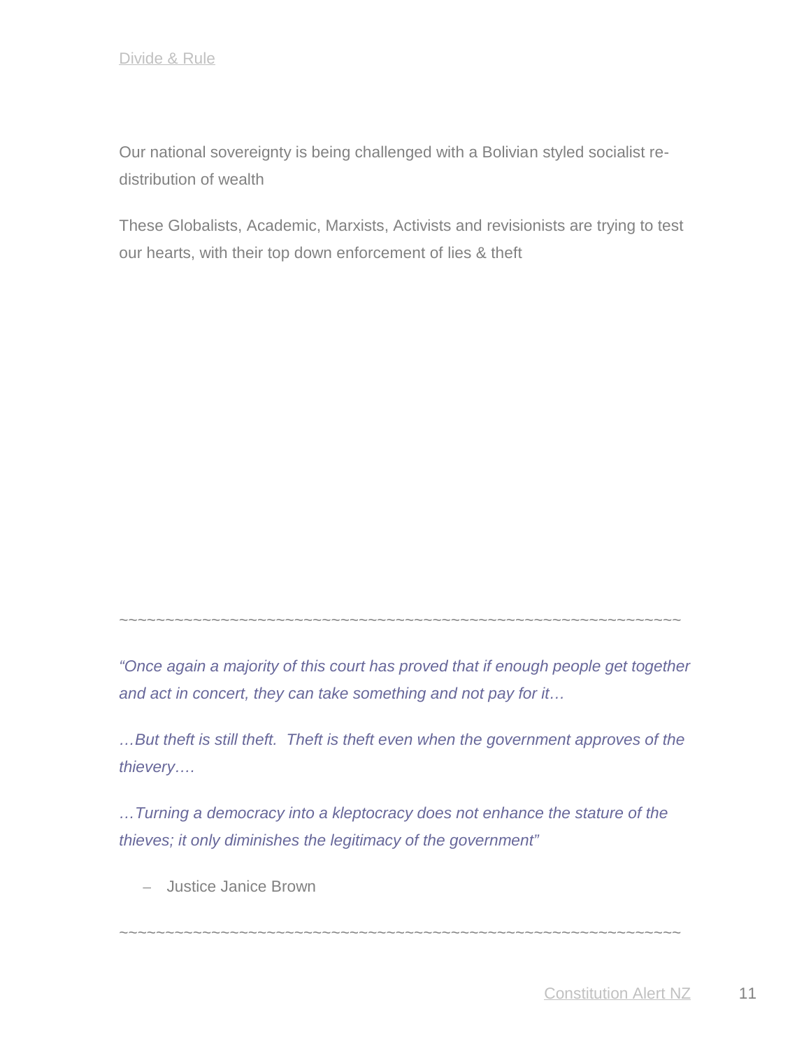Our national sovereignty is being challenged with a Bolivian styled socialist re-distribution of wealth

These Globalists, Academic, Marxists, Activists and revisionists are trying to test our hearts, with their top down enforcement of lies & theft

~~~~~~~~~~~~~~~~~~~~~~~~~~~~~~~~~~~~~~~~~~~~~~~~~~~~~~~~~~~~~~~

*"Once again a majority of this court has proved that if enough people get together and act in concert, they can take something and not pay for it…*

*…But theft is still theft. Theft is theft even when the government approves of the thievery….*

*…Turning a democracy into a kleptocracy does not enhance the stature of the thieves; it only diminishes the legitimacy of the government"*

– Justice Janice Brown

~~~~~~~~~~~~~~~~~~~~~~~~~~~~~~~~~~~~~~~~~~~~~~~~~~~~~~~~~~~~~~~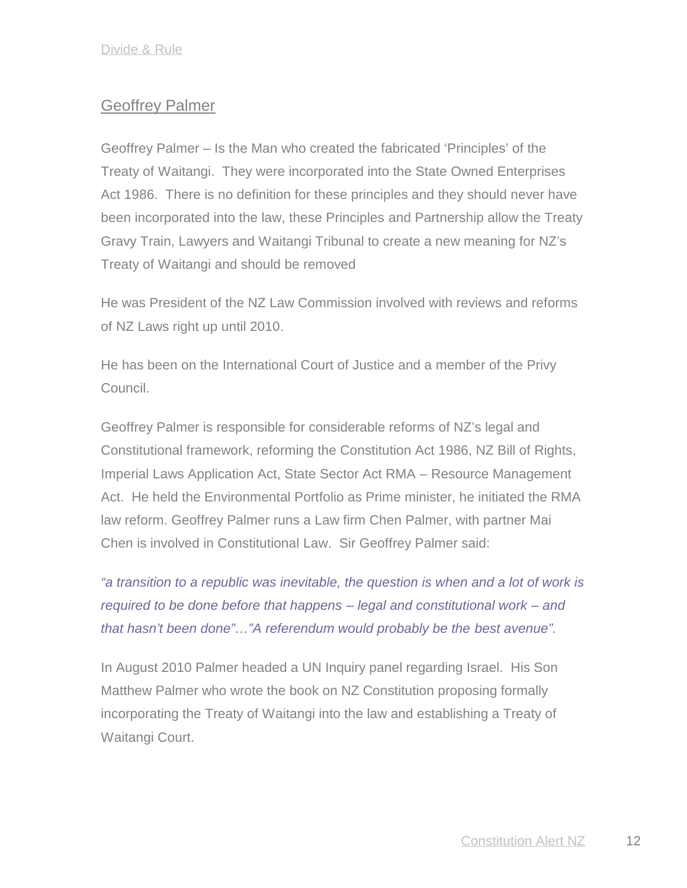## Geoffrey Palmer

Geoffrey Palmer – Is the Man who created the fabricated 'Principles' of the Treaty of Waitangi. They were incorporated into the State Owned Enterprises Act 1986. There is no definition for these principles and they should never have been incorporated into the law, these Principles and Partnership allow the Treaty Gravy Train, Lawyers and Waitangi Tribunal to create a new meaning for NZ's Treaty of Waitangi and should be removed

He was President of the NZ Law Commission involved with reviews and reforms of NZ Laws right up until 2010.

He has been on the International Court of Justice and a member of the Privy Council.

Geoffrey Palmer is responsible for considerable reforms of NZ's legal and Constitutional framework, reforming the Constitution Act 1986, NZ Bill of Rights, Imperial Laws Application Act, State Sector Act RMA – Resource Management Act. He held the Environmental Portfolio as Prime minister, he initiated the RMA law reform. Geoffrey Palmer runs a Law firm Chen Palmer, with partner Mai Chen is involved in Constitutional Law. Sir Geoffrey Palmer said:

*"a transition to a republic was inevitable, the question is when and a lot of work is required to be done before that happens – legal and constitutional work – and that hasn't been done"…"A referendum would probably be the best avenue".*

In August 2010 Palmer headed a UN Inquiry panel regarding Israel. His Son Matthew Palmer who wrote the book on NZ Constitution proposing formally incorporating the Treaty of Waitangi into the law and establishing a Treaty of Waitangi Court.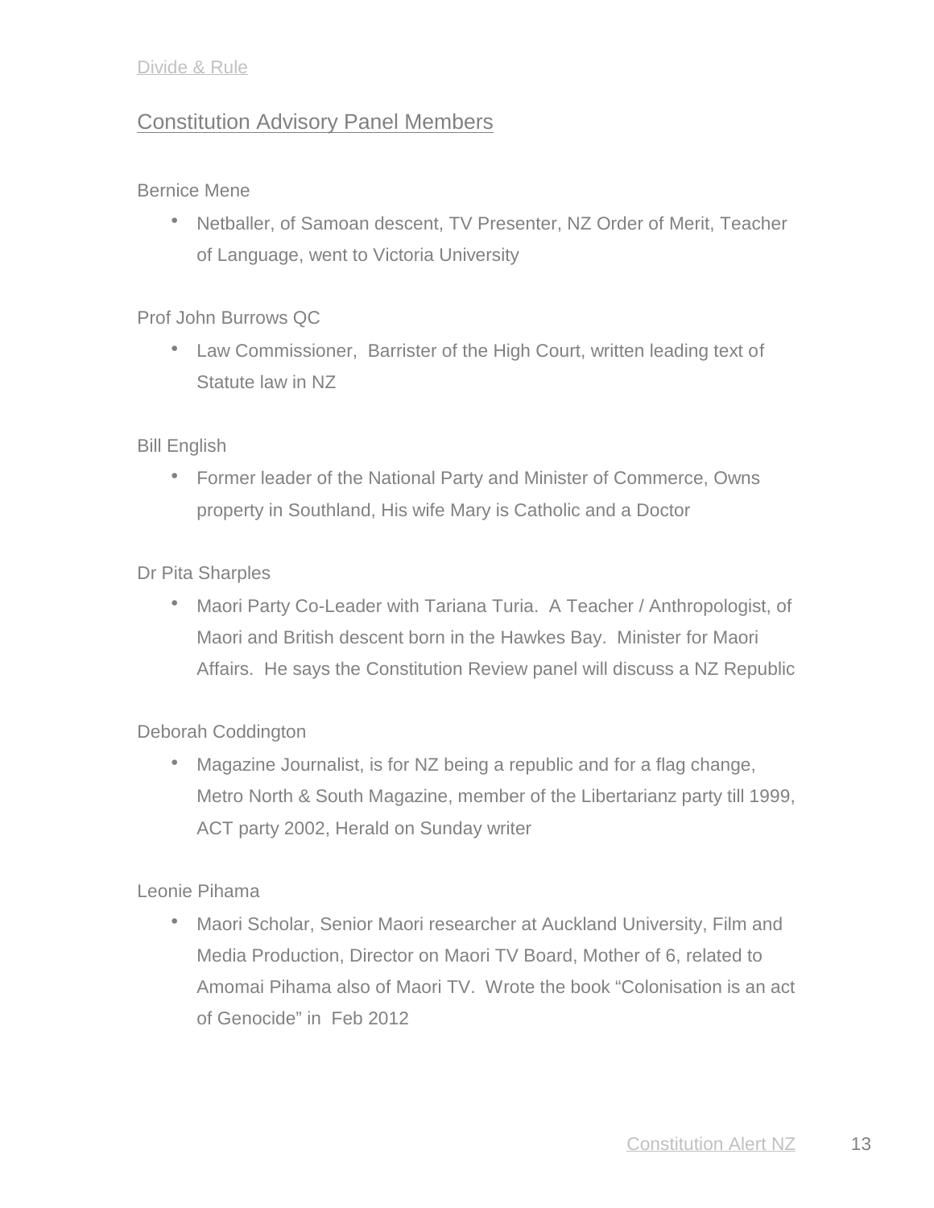Divide & Rule

## Constitution Advisory Panel Members

Bernice Mene

- Netballer, of Samoan descent, TV Presenter, NZ Order of Merit, Teacher of Language, went to Victoria University

Prof John Burrows QC

- Law Commissioner, Barrister of the High Court, written leading text of Statute law in NZ

Bill English

- Former leader of the National Party and Minister of Commerce, Owns property in Southland, His wife Mary is Catholic and a Doctor

Dr Pita Sharples

- Maori Party Co-Leader with Tariana Turia. A Teacher / Anthropologist, of Maori and British descent born in the Hawkes Bay. Minister for Maori Affairs. He says the Constitution Review panel will discuss a NZ Republic

Deborah Coddington

- Magazine Journalist, is for NZ being a republic and for a flag change, Metro North & South Magazine, member of the Libertarianz party till 1999, ACT party 2002, Herald on Sunday writer

Leonie Pihama

- Maori Scholar, Senior Maori researcher at Auckland University, Film and Media Production, Director on Maori TV Board, Mother of 6, related to Amomai Pihama also of Maori TV. Wrote the book “Colonisation is an act of Genocide” in Feb 2012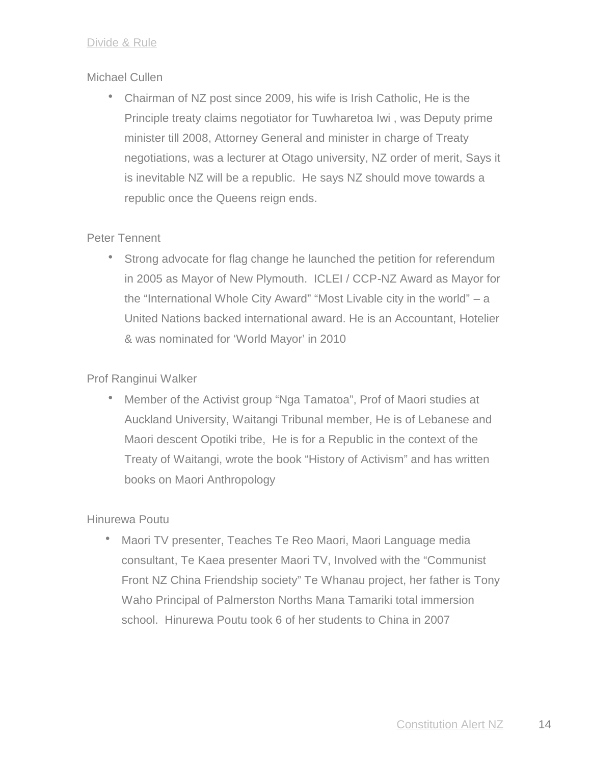Divide & Rule

Michael Cullen

- Chairman of NZ post since 2009, his wife is Irish Catholic, He is the Principle treaty claims negotiator for Tuwharetoa Iwi , was Deputy prime minister till 2008, Attorney General and minister in charge of Treaty negotiations, was a lecturer at Otago university, NZ order of merit, Says it is inevitable NZ will be a republic. He says NZ should move towards a republic once the Queens reign ends.

Peter Tennent

- Strong advocate for flag change he launched the petition for referendum in 2005 as Mayor of New Plymouth. ICLEI / CCP-NZ Award as Mayor for the "International Whole City Award" "Most Livable city in the world" – a United Nations backed international award. He is an Accountant, Hotelier & was nominated for 'World Mayor' in 2010

Prof Ranginui Walker

- Member of the Activist group "Nga Tamatoa", Prof of Maori studies at Auckland University, Waitangi Tribunal member, He is of Lebanese and Maori descent Opotiki tribe, He is for a Republic in the context of the Treaty of Waitangi, wrote the book "History of Activism" and has written books on Maori Anthropology

Hinurewa Poutu

- Maori TV presenter, Teaches Te Reo Maori, Maori Language media consultant, Te Kaea presenter Maori TV, Involved with the "Communist Front NZ China Friendship society" Te Whanau project, her father is Tony Waho Principal of Palmerston Norths Mana Tamariki total immersion school. Hinurewa Poutu took 6 of her students to China in 2007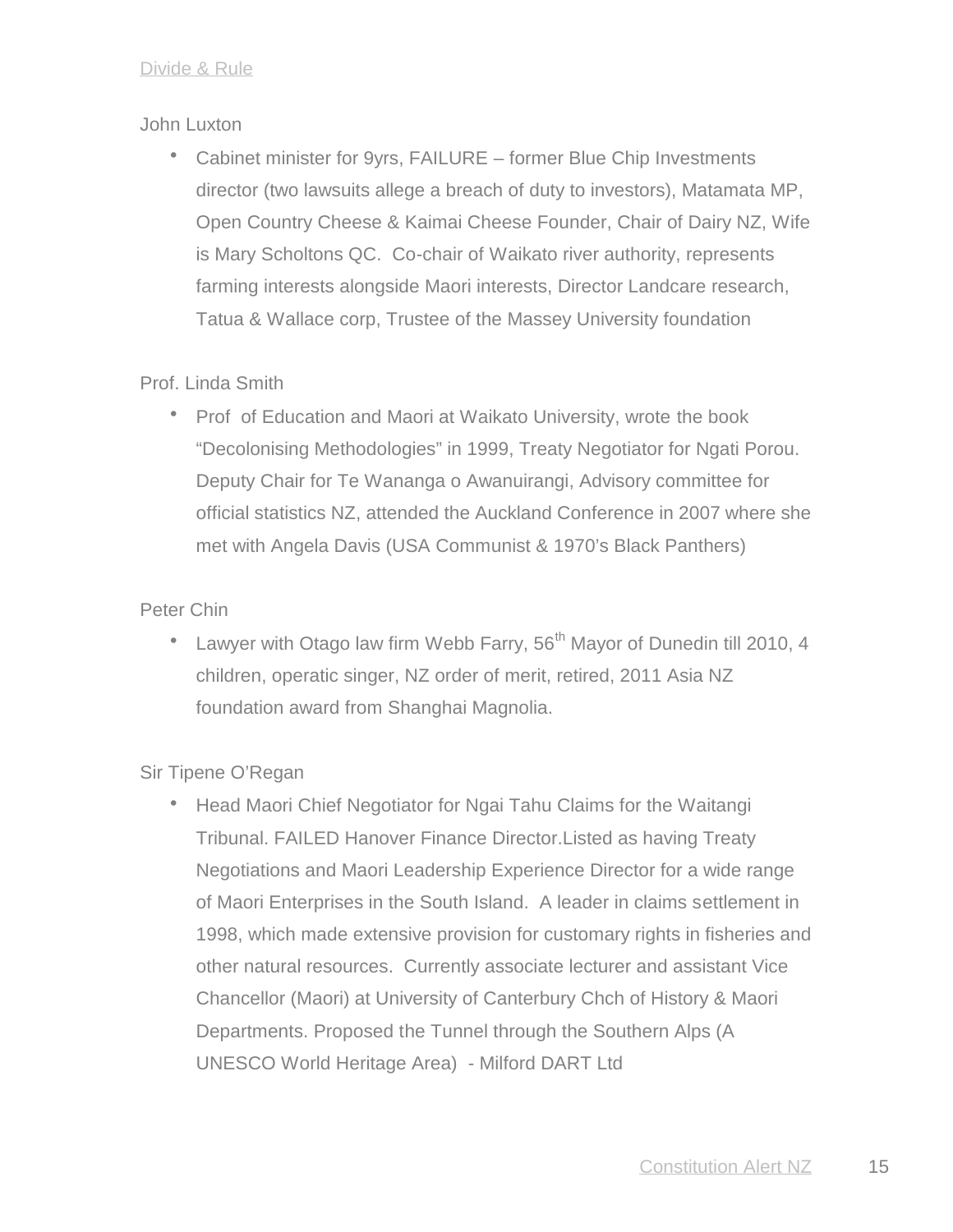Divide & Rule

John Luxton

- Cabinet minister for 9yrs, FAILURE – former Blue Chip Investments director (two lawsuits allege a breach of duty to investors), Matamata MP, Open Country Cheese & Kaimai Cheese Founder, Chair of Dairy NZ, Wife is Mary Scholtons QC.  Co-chair of Waikato river authority, represents farming interests alongside Maori interests, Director Landcare research, Tatua & Wallace corp, Trustee of the Massey University foundation

Prof. Linda Smith

- Prof  of Education and Maori at Waikato University, wrote the book "Decolonising Methodologies" in 1999, Treaty Negotiator for Ngati Porou. Deputy Chair for Te Wananga o Awanuirangi, Advisory committee for official statistics NZ, attended the Auckland Conference in 2007 where she met with Angela Davis (USA Communist & 1970's Black Panthers)

Peter Chin

- Lawyer with Otago law firm Webb Farry, 56th Mayor of Dunedin till 2010, 4 children, operatic singer, NZ order of merit, retired, 2011 Asia NZ foundation award from Shanghai Magnolia.

Sir Tipene O'Regan

- Head Maori Chief Negotiator for Ngai Tahu Claims for the Waitangi Tribunal. FAILED Hanover Finance Director.Listed as having Treaty Negotiations and Maori Leadership Experience Director for a wide range of Maori Enterprises in the South Island.  A leader in claims settlement in 1998, which made extensive provision for customary rights in fisheries and other natural resources.  Currently associate lecturer and assistant Vice Chancellor (Maori) at University of Canterbury Chch of History & Maori Departments. Proposed the Tunnel through the Southern Alps (A UNESCO World Heritage Area)  - Milford DART Ltd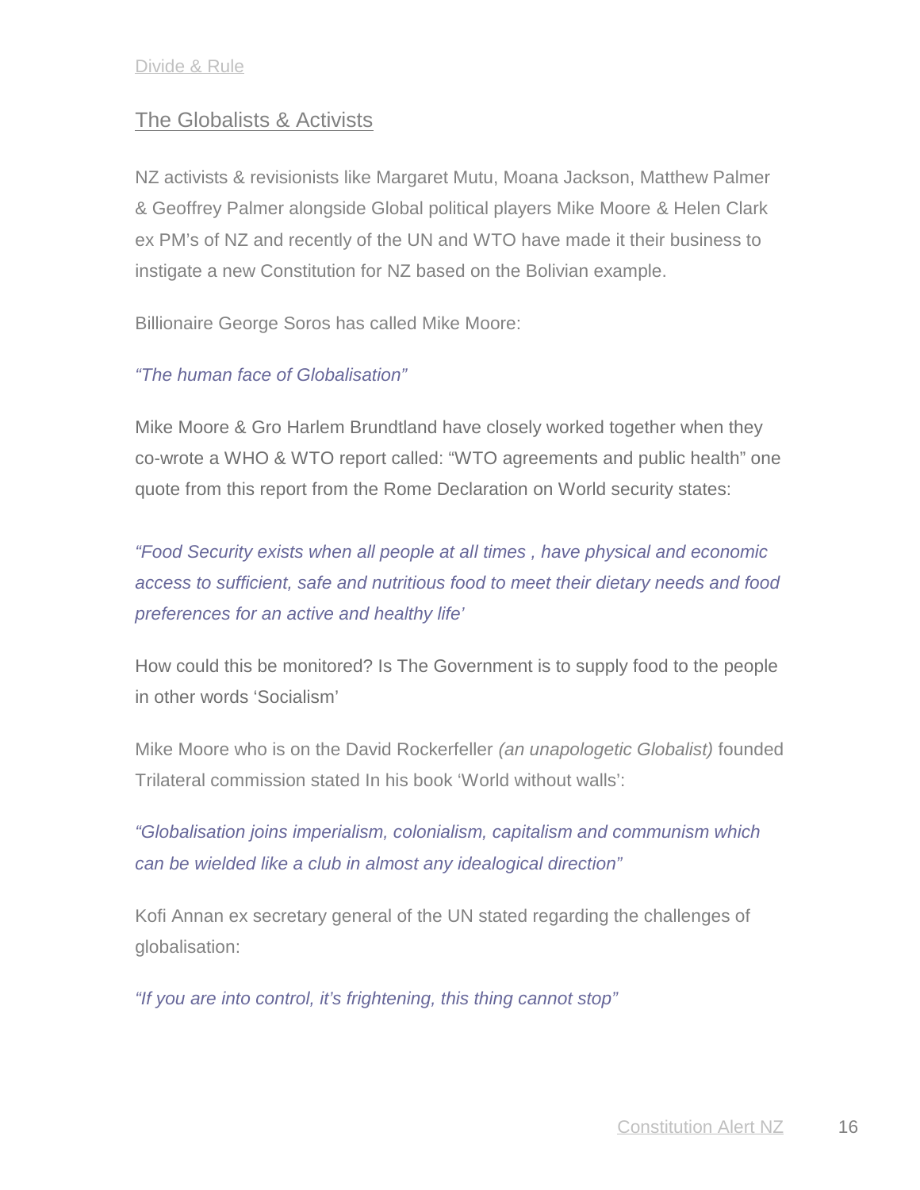Divide & Rule

## The Globalists & Activists

NZ activists & revisionists like Margaret Mutu, Moana Jackson, Matthew Palmer & Geoffrey Palmer alongside Global political players Mike Moore & Helen Clark ex PM's of NZ and recently of the UN and WTO have made it their business to instigate a new Constitution for NZ based on the Bolivian example.

Billionaire George Soros has called Mike Moore:

*"The human face of Globalisation"*

Mike Moore & Gro Harlem Brundtland have closely worked together when they co-wrote a WHO & WTO report called: "WTO agreements and public health" one quote from this report from the Rome Declaration on World security states:

*"Food Security exists when all people at all times , have physical and economic access to sufficient, safe and nutritious food to meet their dietary needs and food preferences for an active and healthy life'*

How could this be monitored? Is The Government is to supply food to the people in other words 'Socialism'

Mike Moore who is on the David Rockerfeller *(an unapologetic Globalist)* founded Trilateral commission stated In his book 'World without walls':

*"Globalisation joins imperialism, colonialism, capitalism and communism which can be wielded like a club in almost any idealogical direction"*

Kofi Annan ex secretary general of the UN stated regarding the challenges of globalisation:

*"If you are into control, it's frightening, this thing cannot stop"*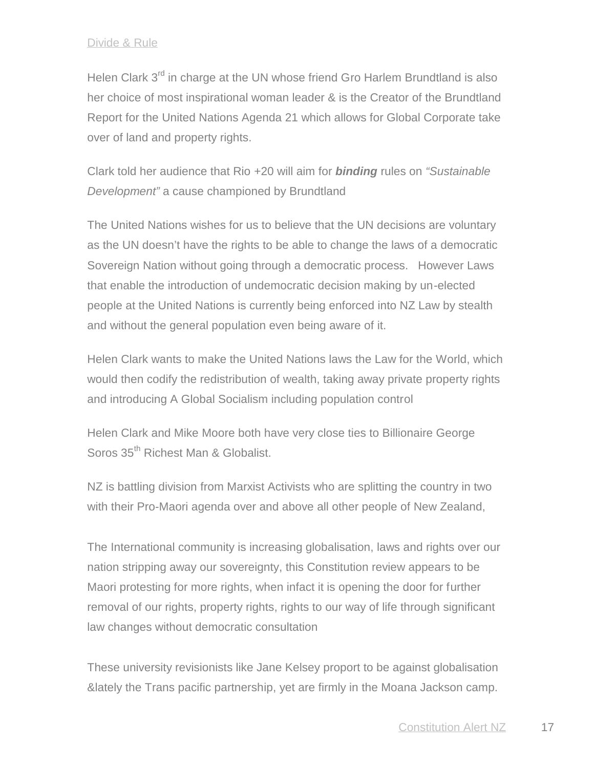Divide & Rule

Helen Clark 3rd in charge at the UN whose friend Gro Harlem Brundtland is also her choice of most inspirational woman leader & is the Creator of the Brundtland Report for the United Nations Agenda 21 which allows for Global Corporate take over of land and property rights.

Clark told her audience that Rio +20 will aim for ***binding*** rules on *"Sustainable Development"* a cause championed by Brundtland

The United Nations wishes for us to believe that the UN decisions are voluntary as the UN doesn't have the rights to be able to change the laws of a democratic Sovereign Nation without going through a democratic process. However Laws that enable the introduction of undemocratic decision making by un-elected people at the United Nations is currently being enforced into NZ Law by stealth and without the general population even being aware of it.

Helen Clark wants to make the United Nations laws the Law for the World, which would then codify the redistribution of wealth, taking away private property rights and introducing A Global Socialism including population control

Helen Clark and Mike Moore both have very close ties to Billionaire George Soros 35th Richest Man & Globalist.

NZ is battling division from Marxist Activists who are splitting the country in two with their Pro-Maori agenda over and above all other people of New Zealand,

The International community is increasing globalisation, laws and rights over our nation stripping away our sovereignty, this Constitution review appears to be Maori protesting for more rights, when infact it is opening the door for further removal of our rights, property rights, rights to our way of life through significant law changes without democratic consultation

These university revisionists like Jane Kelsey proport to be against globalisation &lately the Trans pacific partnership, yet are firmly in the Moana Jackson camp.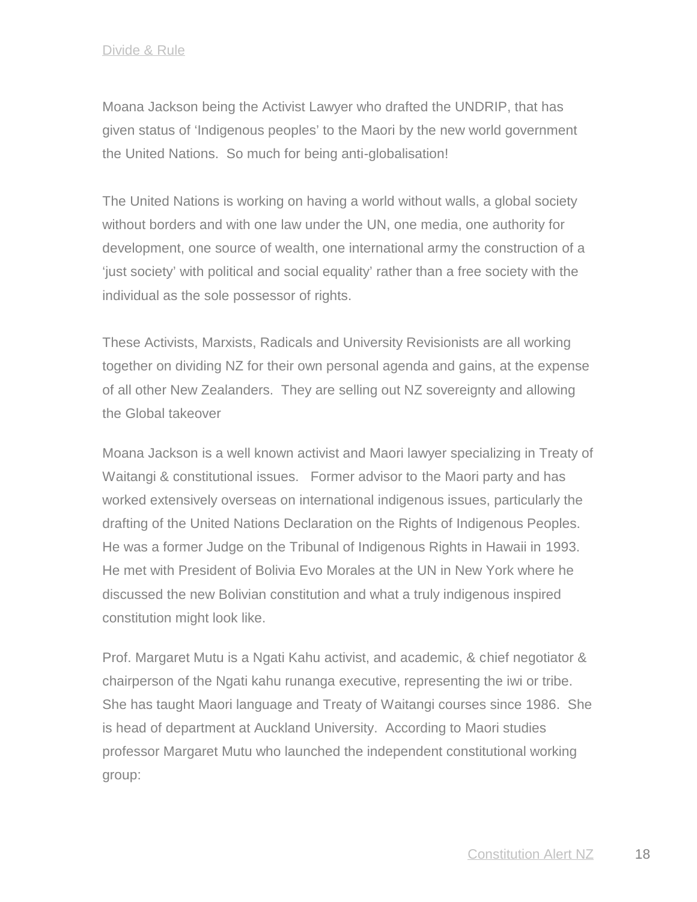Divide & Rule

Moana Jackson being the Activist Lawyer who drafted the UNDRIP, that has given status of 'Indigenous peoples' to the Maori by the new world government the United Nations. So much for being anti-globalisation!

The United Nations is working on having a world without walls, a global society without borders and with one law under the UN, one media, one authority for development, one source of wealth, one international army the construction of a 'just society' with political and social equality' rather than a free society with the individual as the sole possessor of rights.

These Activists, Marxists, Radicals and University Revisionists are all working together on dividing NZ for their own personal agenda and gains, at the expense of all other New Zealanders. They are selling out NZ sovereignty and allowing the Global takeover

Moana Jackson is a well known activist and Maori lawyer specializing in Treaty of Waitangi & constitutional issues. Former advisor to the Maori party and has worked extensively overseas on international indigenous issues, particularly the drafting of the United Nations Declaration on the Rights of Indigenous Peoples. He was a former Judge on the Tribunal of Indigenous Rights in Hawaii in 1993. He met with President of Bolivia Evo Morales at the UN in New York where he discussed the new Bolivian constitution and what a truly indigenous inspired constitution might look like.

Prof. Margaret Mutu is a Ngati Kahu activist, and academic, & chief negotiator & chairperson of the Ngati kahu runanga executive, representing the iwi or tribe. She has taught Maori language and Treaty of Waitangi courses since 1986. She is head of department at Auckland University. According to Maori studies professor Margaret Mutu who launched the independent constitutional working group: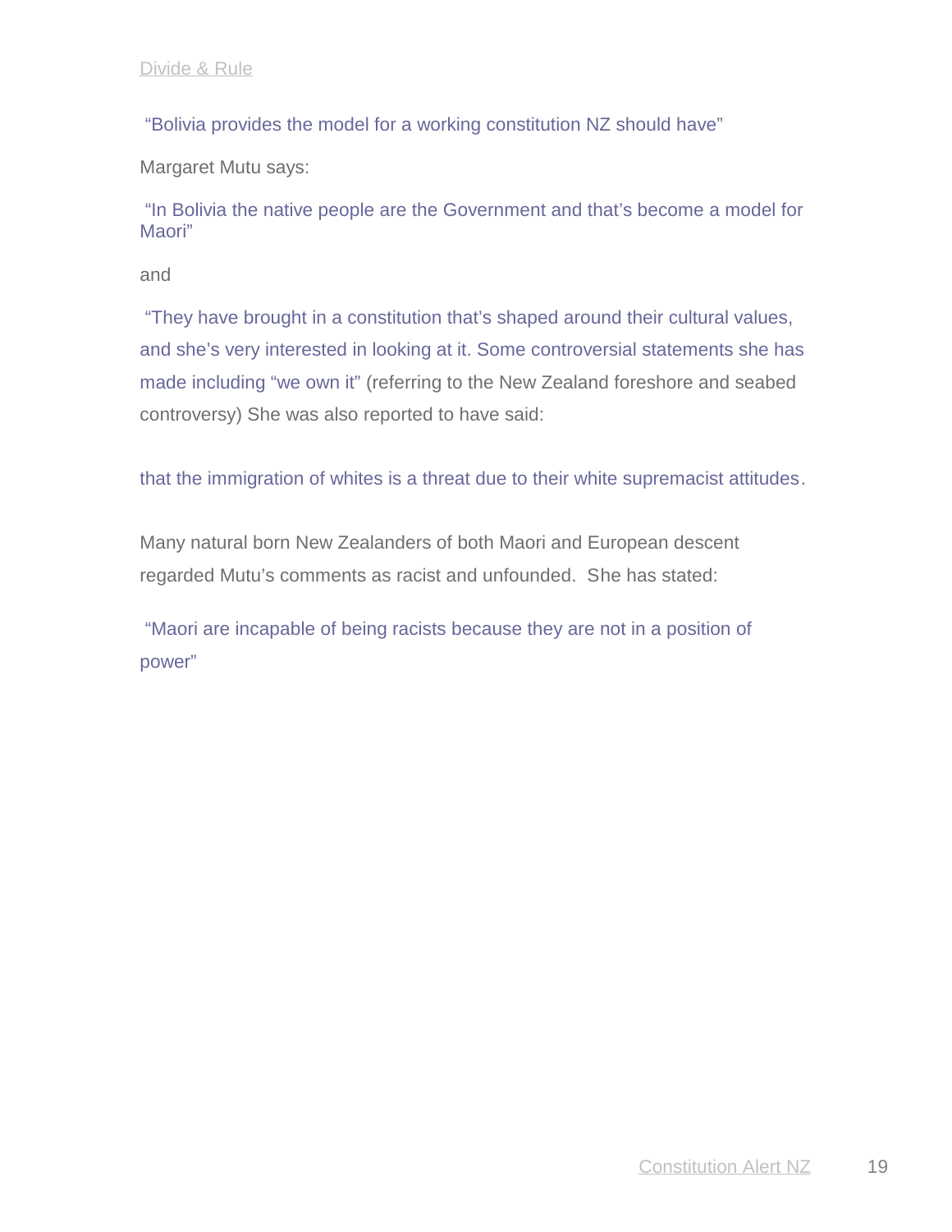"Bolivia provides the model for a working constitution NZ should have"

Margaret Mutu says:

"In Bolivia the native people are the Government and that's become a model for Maori"

and

"They have brought in a constitution that's shaped around their cultural values, and she's very interested in looking at it. Some controversial statements she has made including "we own it" (referring to the New Zealand foreshore and seabed controversy) She was also reported to have said:

that the immigration of whites is a threat due to their white supremacist attitudes.

Many natural born New Zealanders of both Maori and European descent regarded Mutu's comments as racist and unfounded. She has stated:

"Maori are incapable of being racists because they are not in a position of power"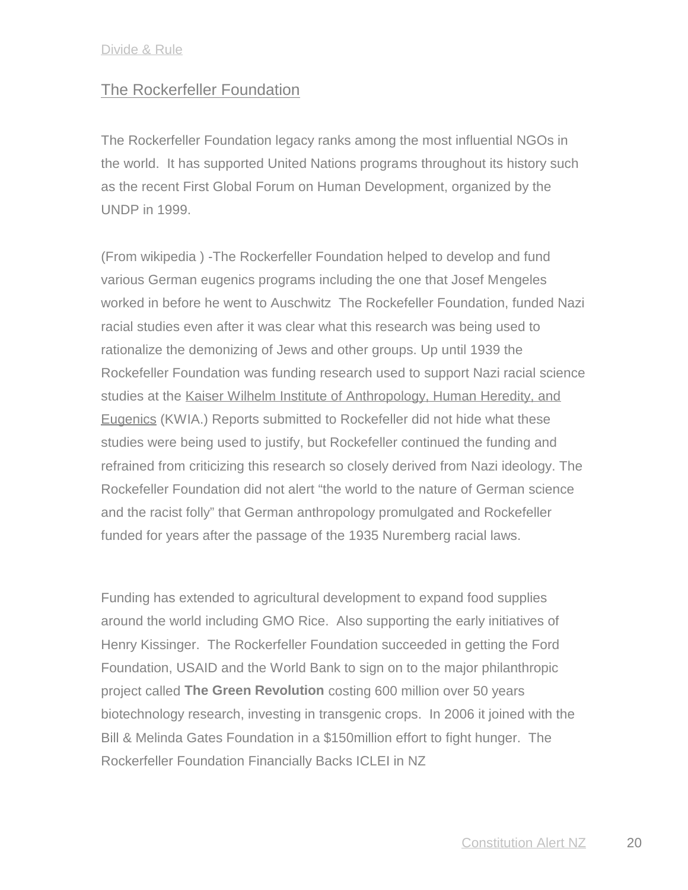Divide & Rule

## The Rockerfeller Foundation

The Rockerfeller Foundation legacy ranks among the most influential NGOs in the world. It has supported United Nations programs throughout its history such as the recent First Global Forum on Human Development, organized by the UNDP in 1999.

(From wikipedia ) -The Rockerfeller Foundation helped to develop and fund various German eugenics programs including the one that Josef Mengeles worked in before he went to Auschwitz The Rockefeller Foundation, funded Nazi racial studies even after it was clear what this research was being used to rationalize the demonizing of Jews and other groups. Up until 1939 the Rockefeller Foundation was funding research used to support Nazi racial science studies at the Kaiser Wilhelm Institute of Anthropology, Human Heredity, and Eugenics (KWIA.) Reports submitted to Rockefeller did not hide what these studies were being used to justify, but Rockefeller continued the funding and refrained from criticizing this research so closely derived from Nazi ideology. The Rockefeller Foundation did not alert "the world to the nature of German science and the racist folly" that German anthropology promulgated and Rockefeller funded for years after the passage of the 1935 Nuremberg racial laws.

Funding has extended to agricultural development to expand food supplies around the world including GMO Rice. Also supporting the early initiatives of Henry Kissinger. The Rockerfeller Foundation succeeded in getting the Ford Foundation, USAID and the World Bank to sign on to the major philanthropic project called **The Green Revolution** costing 600 million over 50 years biotechnology research, investing in transgenic crops. In 2006 it joined with the Bill & Melinda Gates Foundation in a $150million effort to fight hunger. The Rockerfeller Foundation Financially Backs ICLEI in NZ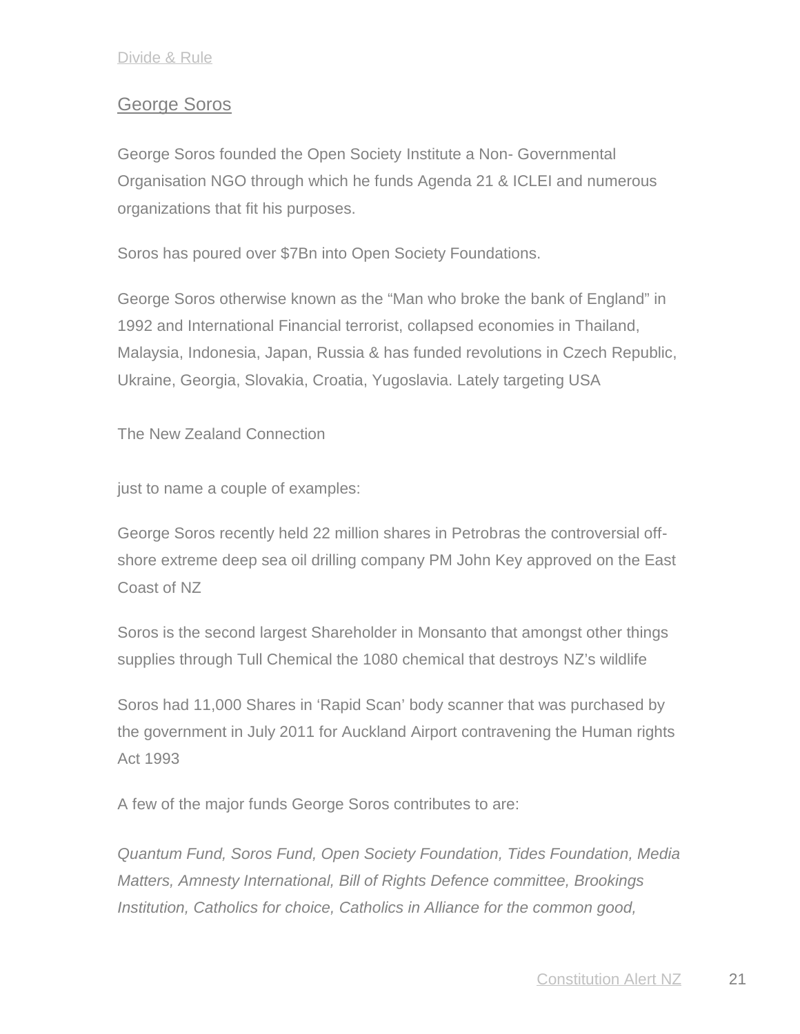Divide & Rule

## George Soros

George Soros founded the Open Society Institute a Non- Governmental Organisation NGO through which he funds Agenda 21 & ICLEI and numerous organizations that fit his purposes.

Soros has poured over $7Bn into Open Society Foundations.

George Soros otherwise known as the “Man who broke the bank of England” in 1992 and International Financial terrorist, collapsed economies in Thailand, Malaysia, Indonesia, Japan, Russia & has funded revolutions in Czech Republic, Ukraine, Georgia, Slovakia, Croatia, Yugoslavia. Lately targeting USA

The New Zealand Connection

just to name a couple of examples:

George Soros recently held 22 million shares in Petrobras the controversial off-shore extreme deep sea oil drilling company PM John Key approved on the East Coast of NZ

Soros is the second largest Shareholder in Monsanto that amongst other things supplies through Tull Chemical the 1080 chemical that destroys NZ’s wildlife

Soros had 11,000 Shares in ‘Rapid Scan’ body scanner that was purchased by the government in July 2011 for Auckland Airport contravening the Human rights Act 1993

A few of the major funds George Soros contributes to are:

*Quantum Fund, Soros Fund, Open Society Foundation, Tides Foundation, Media Matters, Amnesty International, Bill of Rights Defence committee, Brookings Institution, Catholics for choice, Catholics in Alliance for the common good,*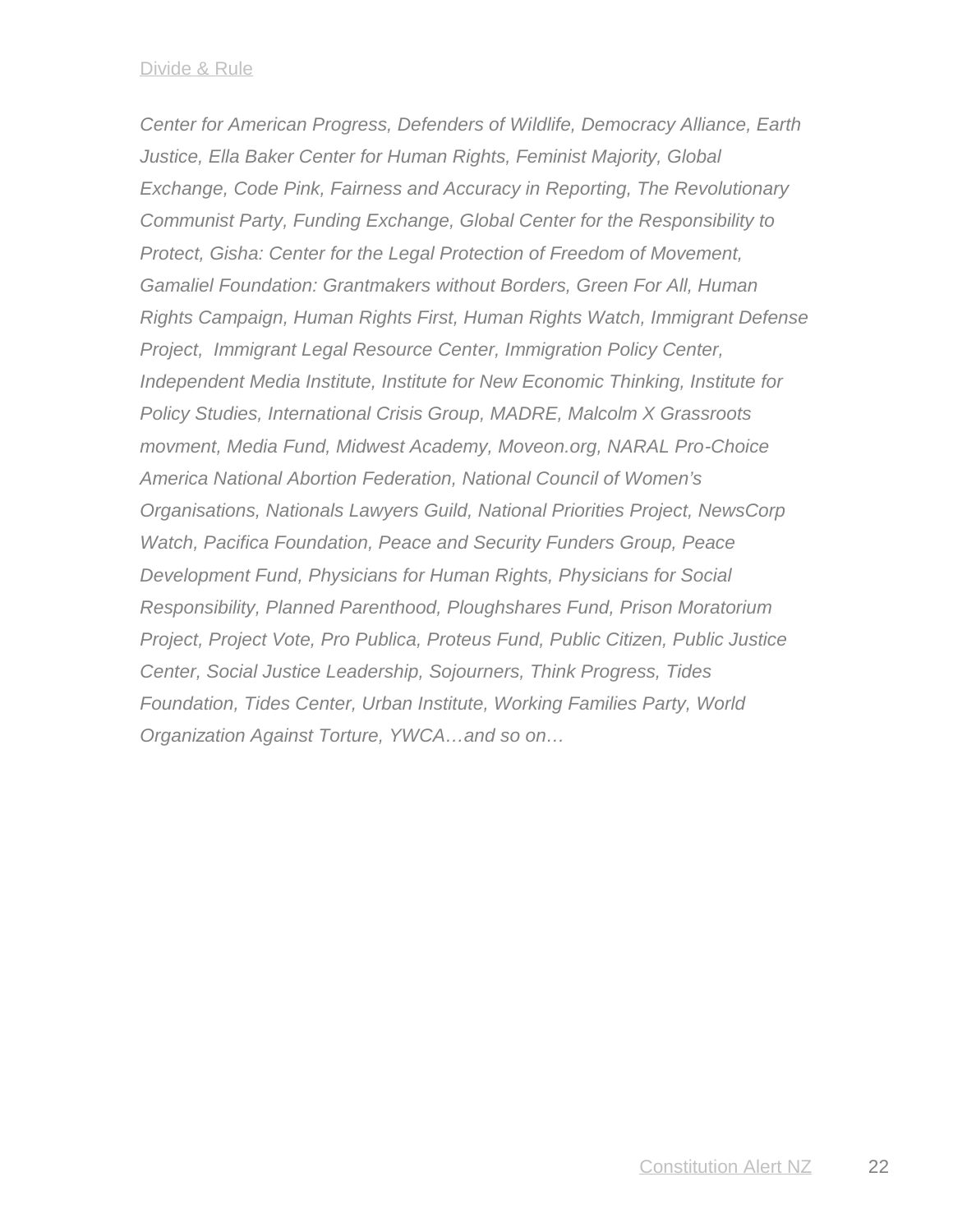*Center for American Progress, Defenders of Wildlife, Democracy Alliance, Earth Justice, Ella Baker Center for Human Rights, Feminist Majority, Global Exchange, Code Pink, Fairness and Accuracy in Reporting, The Revolutionary Communist Party, Funding Exchange, Global Center for the Responsibility to Protect, Gisha: Center for the Legal Protection of Freedom of Movement, Gamaliel Foundation: Grantmakers without Borders, Green For All, Human Rights Campaign, Human Rights First, Human Rights Watch, Immigrant Defense Project, Immigrant Legal Resource Center, Immigration Policy Center, Independent Media Institute, Institute for New Economic Thinking, Institute for Policy Studies, International Crisis Group, MADRE, Malcolm X Grassroots movment, Media Fund, Midwest Academy, Moveon.org, NARAL Pro-Choice America National Abortion Federation, National Council of Women's Organisations, Nationals Lawyers Guild, National Priorities Project, NewsCorp Watch, Pacifica Foundation, Peace and Security Funders Group, Peace Development Fund, Physicians for Human Rights, Physicians for Social Responsibility, Planned Parenthood, Ploughshares Fund, Prison Moratorium Project, Project Vote, Pro Publica, Proteus Fund, Public Citizen, Public Justice Center, Social Justice Leadership, Sojourners, Think Progress, Tides Foundation, Tides Center, Urban Institute, Working Families Party, World Organization Against Torture, YWCA…and so on…*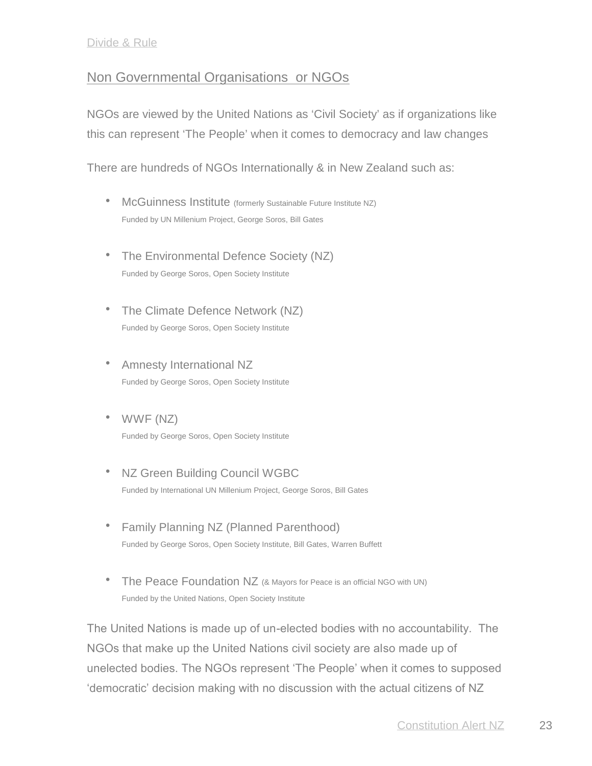Divide & Rule

## Non Governmental Organisations or NGOs

NGOs are viewed by the United Nations as 'Civil Society' as if organizations like this can represent 'The People' when it comes to democracy and law changes

There are hundreds of NGOs Internationally & in New Zealand such as:

- McGuinness Institute (formerly Sustainable Future Institute NZ)
  Funded by UN Millenium Project, George Soros, Bill Gates

- The Environmental Defence Society (NZ)
  Funded by George Soros, Open Society Institute

- The Climate Defence Network (NZ)
  Funded by George Soros, Open Society Institute

- Amnesty International NZ
  Funded by George Soros, Open Society Institute

- WWF (NZ)
  Funded by George Soros, Open Society Institute

- NZ Green Building Council WGBC
  Funded by International UN Millenium Project, George Soros, Bill Gates

- Family Planning NZ (Planned Parenthood)
  Funded by George Soros, Open Society Institute, Bill Gates, Warren Buffett

- The Peace Foundation NZ (& Mayors for Peace is an official NGO with UN)
  Funded by the United Nations, Open Society Institute

The United Nations is made up of un-elected bodies with no accountability. The NGOs that make up the United Nations civil society are also made up of unelected bodies. The NGOs represent 'The People' when it comes to supposed 'democratic' decision making with no discussion with the actual citizens of NZ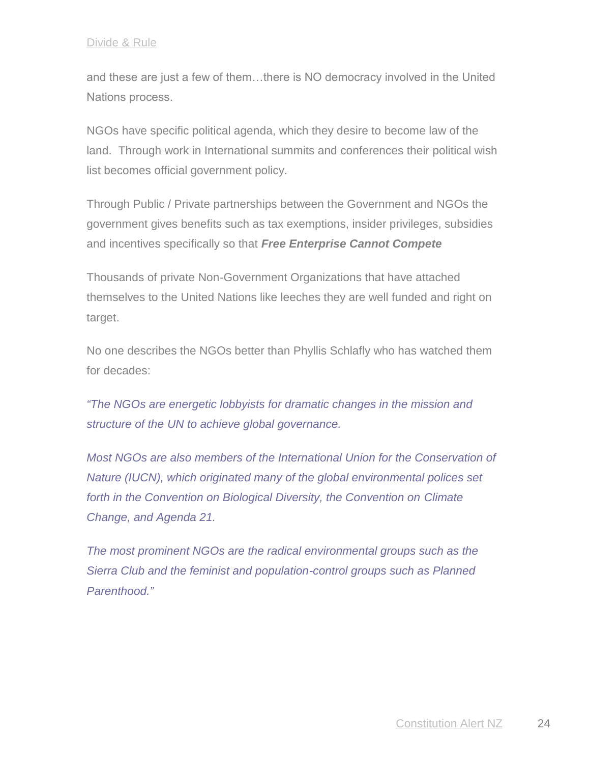and these are just a few of them…there is NO democracy involved in the United Nations process.

NGOs have specific political agenda, which they desire to become law of the land.  Through work in International summits and conferences their political wish list becomes official government policy.

Through Public / Private partnerships between the Government and NGOs the government gives benefits such as tax exemptions, insider privileges, subsidies and incentives specifically so that ***Free Enterprise Cannot Compete***

Thousands of private Non-Government Organizations that have attached themselves to the United Nations like leeches they are well funded and right on target.

No one describes the NGOs better than Phyllis Schlafly who has watched them for decades:

*"The NGOs are energetic lobbyists for dramatic changes in the mission and structure of the UN to achieve global governance.*

*Most NGOs are also members of the International Union for the Conservation of Nature (IUCN), which originated many of the global environmental polices set forth in the Convention on Biological Diversity, the Convention on Climate Change, and Agenda 21.*

*The most prominent NGOs are the radical environmental groups such as the Sierra Club and the feminist and population-control groups such as Planned Parenthood."*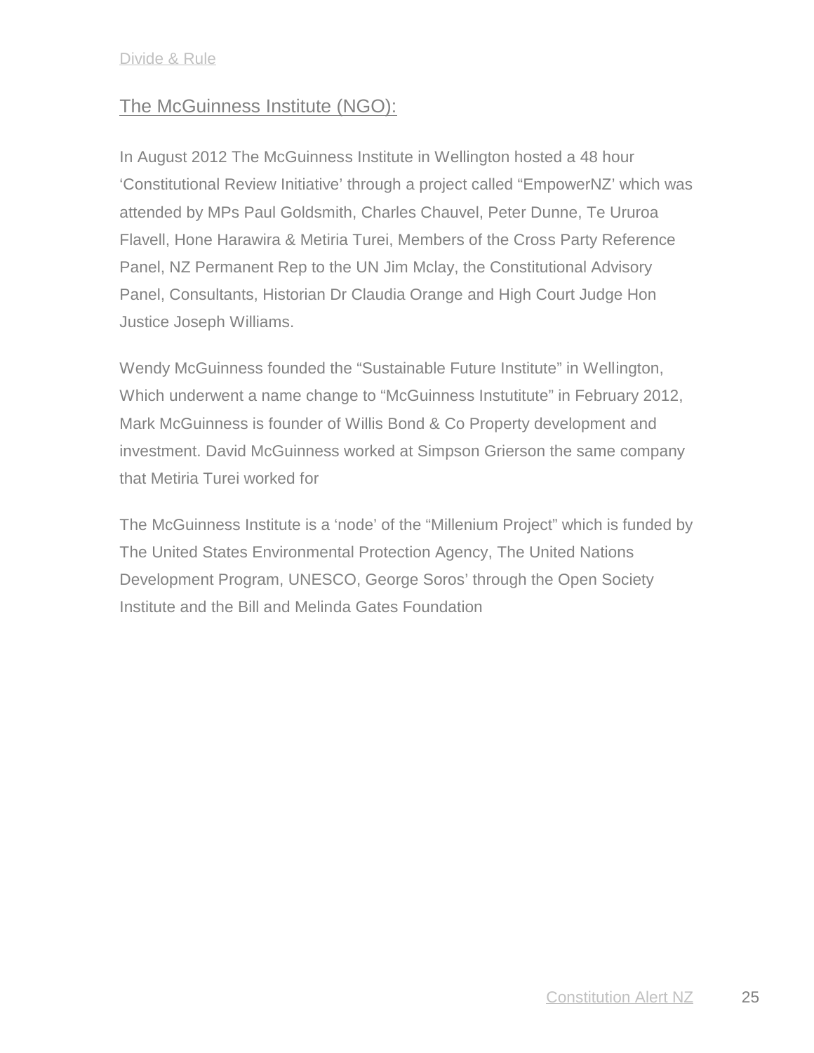## The McGuinness Institute (NGO):

In August 2012 The McGuinness Institute in Wellington hosted a 48 hour 'Constitutional Review Initiative' through a project called "EmpowerNZ' which was attended by MPs Paul Goldsmith, Charles Chauvel, Peter Dunne, Te Ururoa Flavell, Hone Harawira & Metiria Turei, Members of the Cross Party Reference Panel, NZ Permanent Rep to the UN Jim Mclay, the Constitutional Advisory Panel, Consultants, Historian Dr Claudia Orange and High Court Judge Hon Justice Joseph Williams.

Wendy McGuinness founded the "Sustainable Future Institute" in Wellington, Which underwent a name change to "McGuinness Instutitute" in February 2012, Mark McGuinness is founder of Willis Bond & Co Property development and investment. David McGuinness worked at Simpson Grierson the same company that Metiria Turei worked for

The McGuinness Institute is a 'node' of the "Millenium Project" which is funded by The United States Environmental Protection Agency, The United Nations Development Program, UNESCO, George Soros' through the Open Society Institute and the Bill and Melinda Gates Foundation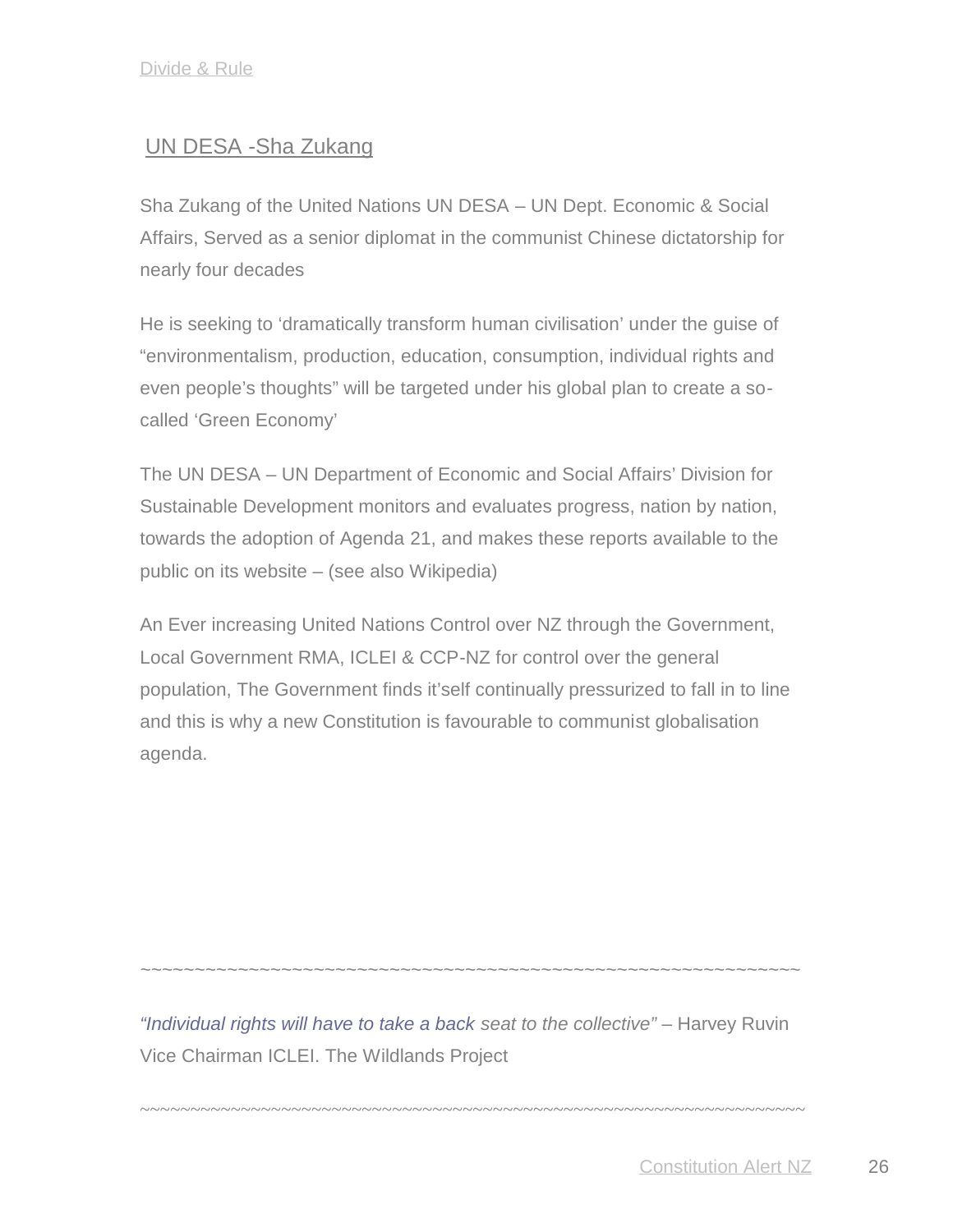Divide & Rule

## UN DESA -Sha Zukang

Sha Zukang of the United Nations UN DESA – UN Dept. Economic & Social Affairs, Served as a senior diplomat in the communist Chinese dictatorship for nearly four decades

He is seeking to 'dramatically transform human civilisation' under the guise of "environmentalism, production, education, consumption, individual rights and even people's thoughts" will be targeted under his global plan to create a so-called 'Green Economy'

The UN DESA – UN Department of Economic and Social Affairs' Division for Sustainable Development monitors and evaluates progress, nation by nation, towards the adoption of Agenda 21, and makes these reports available to the public on its website – (see also Wikipedia)

An Ever increasing United Nations Control over NZ through the Government, Local Government RMA, ICLEI & CCP-NZ for control over the general population, The Government finds it'self continually pressurized to fall in to line and this is why a new Constitution is favourable to communist globalisation agenda.

~~~~~~~~~~~~~~~~~~~~~~~~~~~~~~~~~~~~~~~~~~~~~~~~~~~~~~~~~~~~~~~~

*"Individual rights will have to take a back seat to the collective"* – Harvey Ruvin Vice Chairman ICLEI. The Wildlands Project

~~~~~~~~~~~~~~~~~~~~~~~~~~~~~~~~~~~~~~~~~~~~~~~~~~~~~~~~~~~~~~~~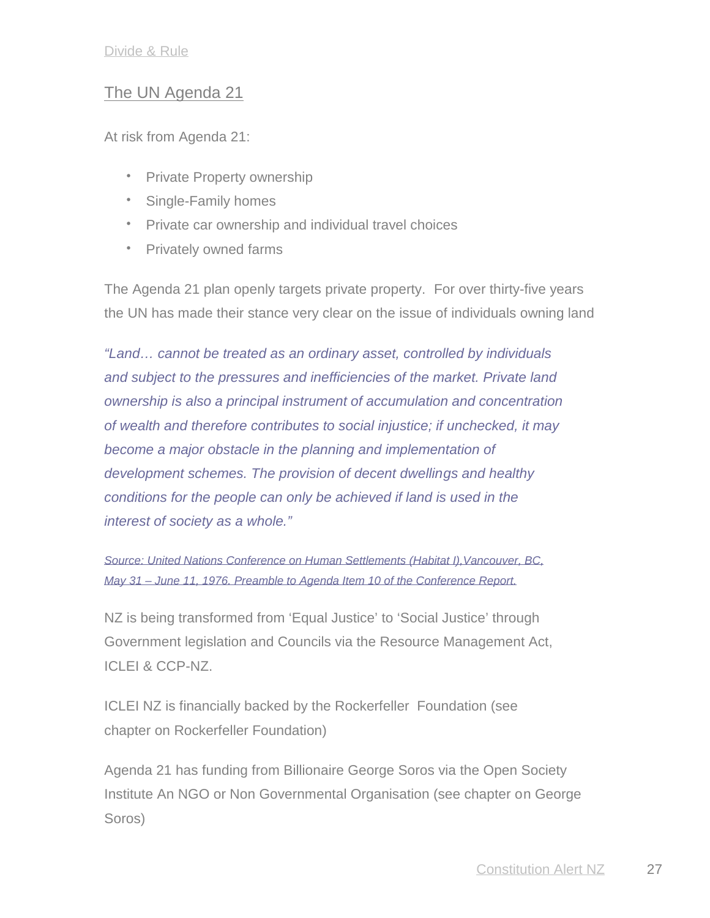Divide & Rule

## The UN Agenda 21

At risk from Agenda 21:

- Private Property ownership
- Single-Family homes
- Private car ownership and individual travel choices
- Privately owned farms

The Agenda 21 plan openly targets private property.  For over thirty-five years the UN has made their stance very clear on the issue of individuals owning land

*"Land… cannot be treated as an ordinary asset, controlled by individuals and subject to the pressures and inefficiencies of the market. Private land ownership is also a principal instrument of accumulation and concentration of wealth and therefore contributes to social injustice; if unchecked, it may become a major obstacle in the planning and implementation of development schemes. The provision of decent dwellings and healthy conditions for the people can only be achieved if land is used in the interest of society as a whole."*

*Source: United Nations Conference on Human Settlements (Habitat I),Vancouver, BC, May 31 – June 11, 1976. Preamble to Agenda Item 10 of the Conference Report.*

NZ is being transformed from 'Equal Justice' to 'Social Justice' through Government legislation and Councils via the Resource Management Act, ICLEI & CCP-NZ.

ICLEI NZ is financially backed by the Rockerfeller  Foundation (see chapter on Rockerfeller Foundation)

Agenda 21 has funding from Billionaire George Soros via the Open Society Institute An NGO or Non Governmental Organisation (see chapter on George Soros)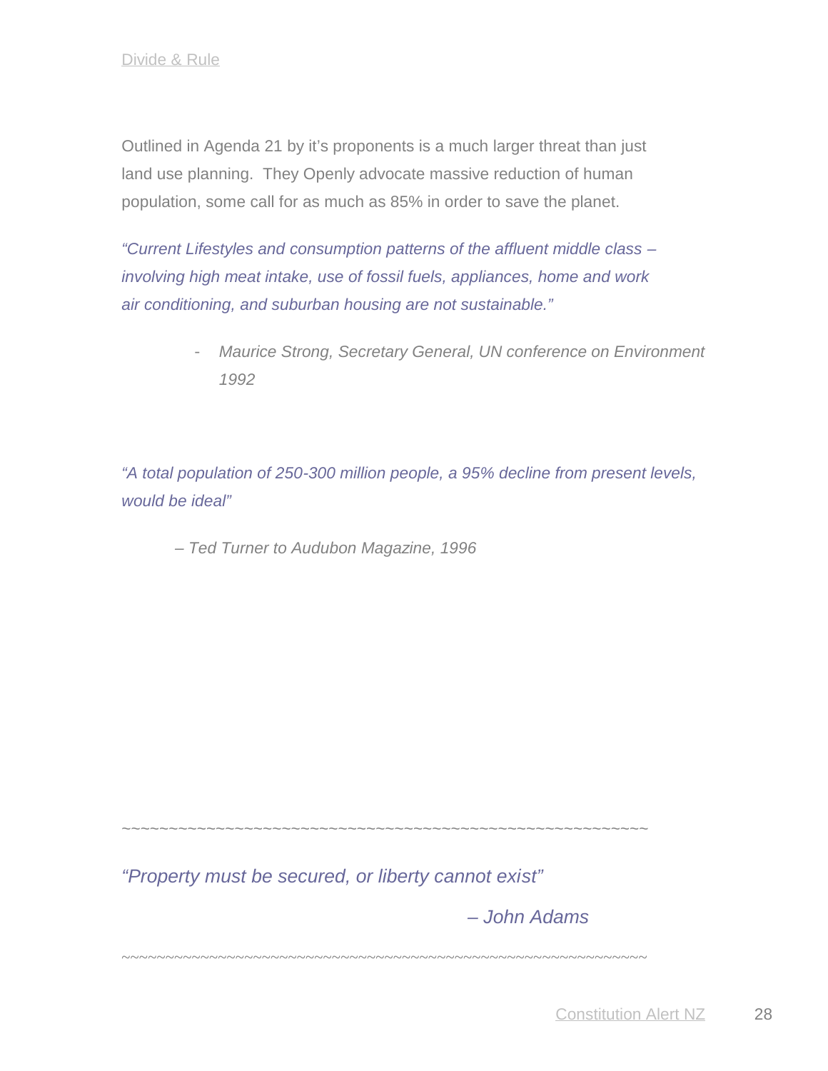Outlined in Agenda 21 by it's proponents is a much larger threat than just land use planning. They Openly advocate massive reduction of human population, some call for as much as 85% in order to save the planet.

*"Current Lifestyles and consumption patterns of the affluent middle class – involving high meat intake, use of fossil fuels, appliances, home and work air conditioning, and suburban housing are not sustainable."*

- *Maurice Strong, Secretary General, UN conference on Environment 1992*

*"A total population of 250-300 million people, a 95% decline from present levels, would be ideal"*

*– Ted Turner to Audubon Magazine, 1996*

~~~~~~~~~~~~~~~~~~~~~~~~~~~~~~~~~~~~~~~~~~~~~~~~~~~~~~~~~~~~

*"Property must be secured, or liberty cannot exist"*

*– John Adams*

~~~~~~~~~~~~~~~~~~~~~~~~~~~~~~~~~~~~~~~~~~~~~~~~~~~~~~~~~~~~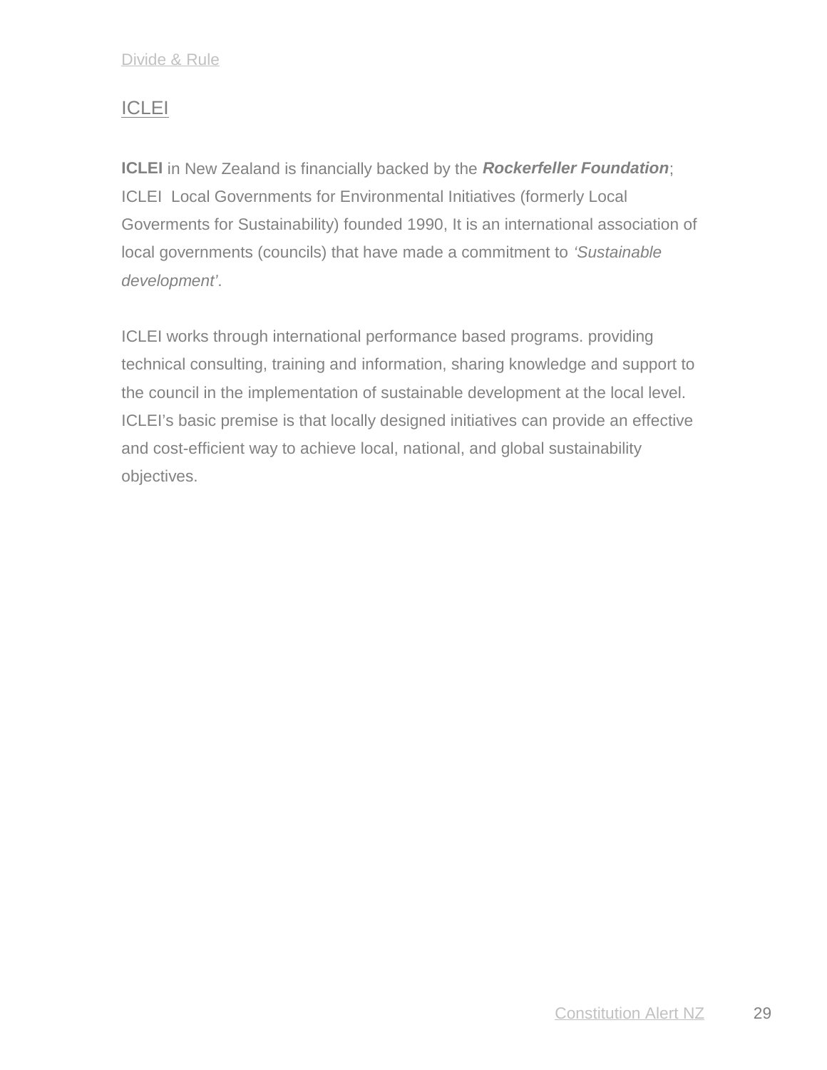## ICLEI

**ICLEI** in New Zealand is financially backed by the ***Rockerfeller Foundation***; ICLEI Local Governments for Environmental Initiatives (formerly Local Goverments for Sustainability) founded 1990, It is an international association of local governments (councils) that have made a commitment to *'Sustainable development'*.

ICLEI works through international performance based programs. providing technical consulting, training and information, sharing knowledge and support to the council in the implementation of sustainable development at the local level. ICLEI's basic premise is that locally designed initiatives can provide an effective and cost-efficient way to achieve local, national, and global sustainability objectives.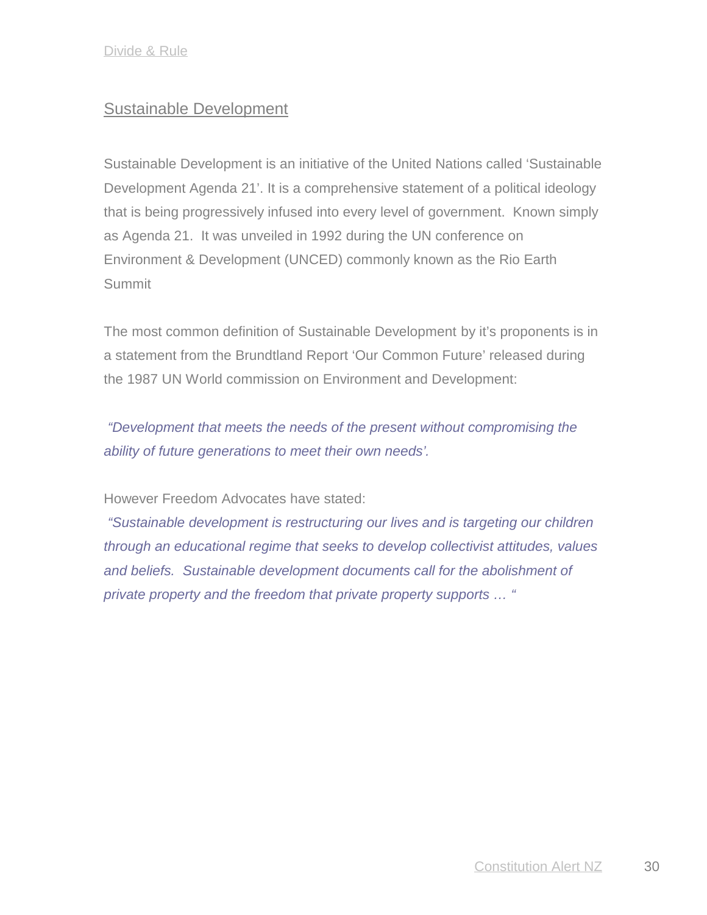## Sustainable Development

Sustainable Development is an initiative of the United Nations called 'Sustainable Development Agenda 21'. It is a comprehensive statement of a political ideology that is being progressively infused into every level of government. Known simply as Agenda 21. It was unveiled in 1992 during the UN conference on Environment & Development (UNCED) commonly known as the Rio Earth Summit

The most common definition of Sustainable Development by it's proponents is in a statement from the Brundtland Report 'Our Common Future' released during the 1987 UN World commission on Environment and Development:

*"Development that meets the needs of the present without compromising the ability of future generations to meet their own needs'.*

However Freedom Advocates have stated:

*"Sustainable development is restructuring our lives and is targeting our children through an educational regime that seeks to develop collectivist attitudes, values and beliefs. Sustainable development documents call for the abolishment of private property and the freedom that private property supports … "*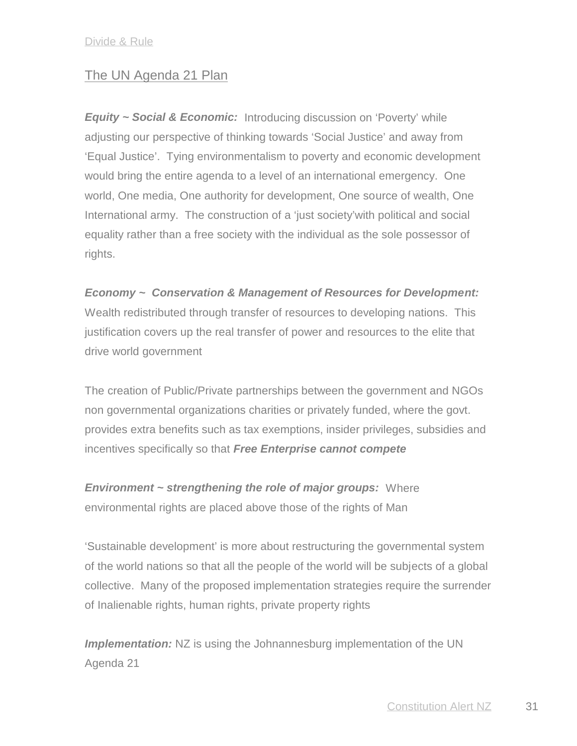## The UN Agenda 21 Plan

***Equity ~ Social & Economic:*** Introducing discussion on 'Poverty' while adjusting our perspective of thinking towards 'Social Justice' and away from 'Equal Justice'. Tying environmentalism to poverty and economic development would bring the entire agenda to a level of an international emergency. One world, One media, One authority for development, One source of wealth, One International army. The construction of a 'just society'with political and social equality rather than a free society with the individual as the sole possessor of rights.

***Economy ~ Conservation & Management of Resources for Development:*** Wealth redistributed through transfer of resources to developing nations. This justification covers up the real transfer of power and resources to the elite that drive world government

The creation of Public/Private partnerships between the government and NGOs non governmental organizations charities or privately funded, where the govt. provides extra benefits such as tax exemptions, insider privileges, subsidies and incentives specifically so that ***Free Enterprise cannot compete***

***Environment ~ strengthening the role of major groups:*** Where environmental rights are placed above those of the rights of Man

'Sustainable development' is more about restructuring the governmental system of the world nations so that all the people of the world will be subjects of a global collective. Many of the proposed implementation strategies require the surrender of Inalienable rights, human rights, private property rights

***Implementation:*** NZ is using the Johannesburg implementation of the UN Agenda 21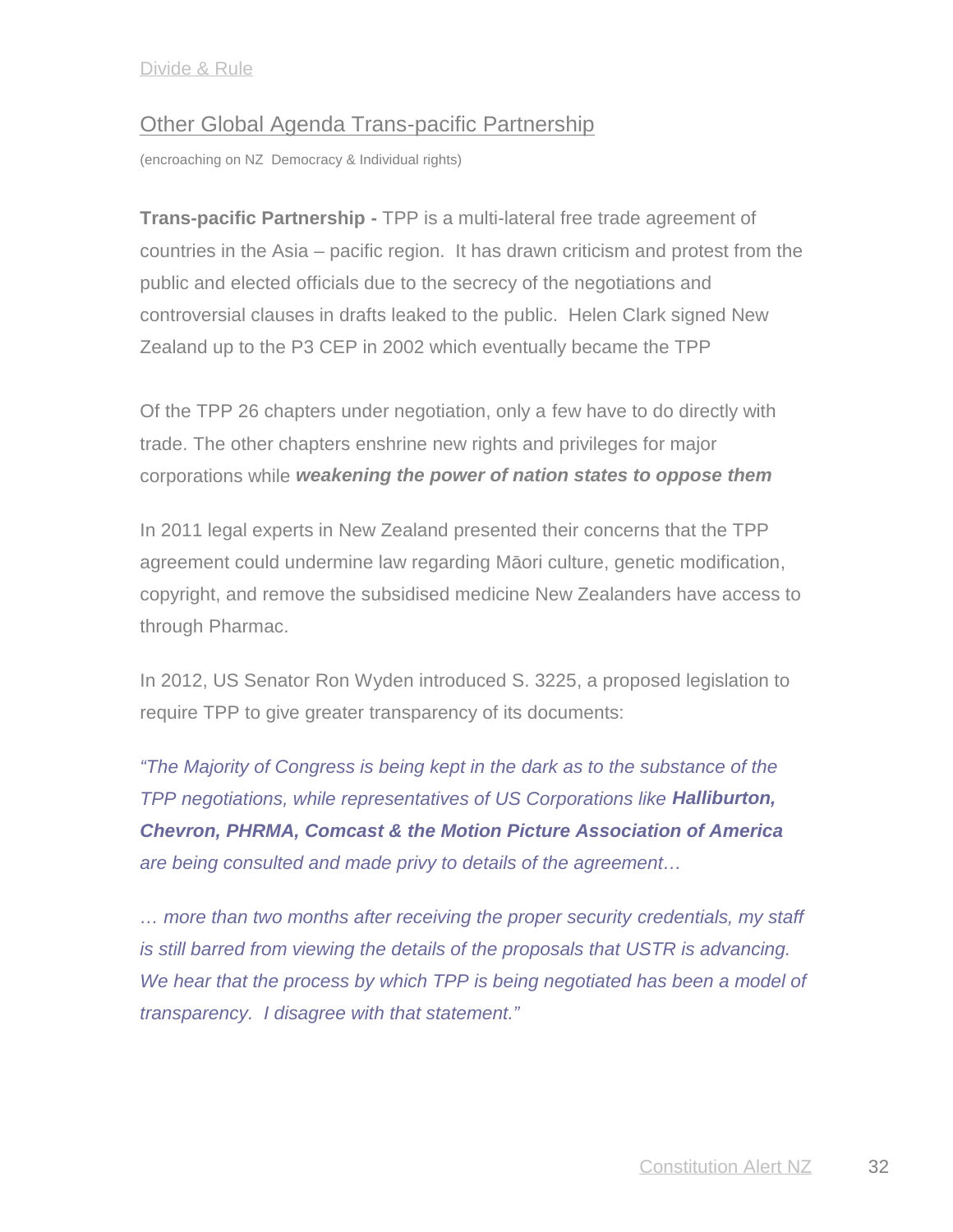## Other Global Agenda Trans-pacific Partnership

(encroaching on NZ Democracy & Individual rights)

**Trans-pacific Partnership -** TPP is a multi-lateral free trade agreement of countries in the Asia – pacific region. It has drawn criticism and protest from the public and elected officials due to the secrecy of the negotiations and controversial clauses in drafts leaked to the public. Helen Clark signed New Zealand up to the P3 CEP in 2002 which eventually became the TPP

Of the TPP 26 chapters under negotiation, only a few have to do directly with trade. The other chapters enshrine new rights and privileges for major corporations while ***weakening the power of nation states to oppose them***

In 2011 legal experts in New Zealand presented their concerns that the TPP agreement could undermine law regarding Māori culture, genetic modification, copyright, and remove the subsidised medicine New Zealanders have access to through Pharmac.

In 2012, US Senator Ron Wyden introduced S. 3225, a proposed legislation to require TPP to give greater transparency of its documents:

*"The Majority of Congress is being kept in the dark as to the substance of the TPP negotiations, while representatives of US Corporations like **Halliburton, Chevron, PHRMA, Comcast & the Motion Picture Association of America** are being consulted and made privy to details of the agreement…*

*… more than two months after receiving the proper security credentials, my staff is still barred from viewing the details of the proposals that USTR is advancing. We hear that the process by which TPP is being negotiated has been a model of transparency. I disagree with that statement."*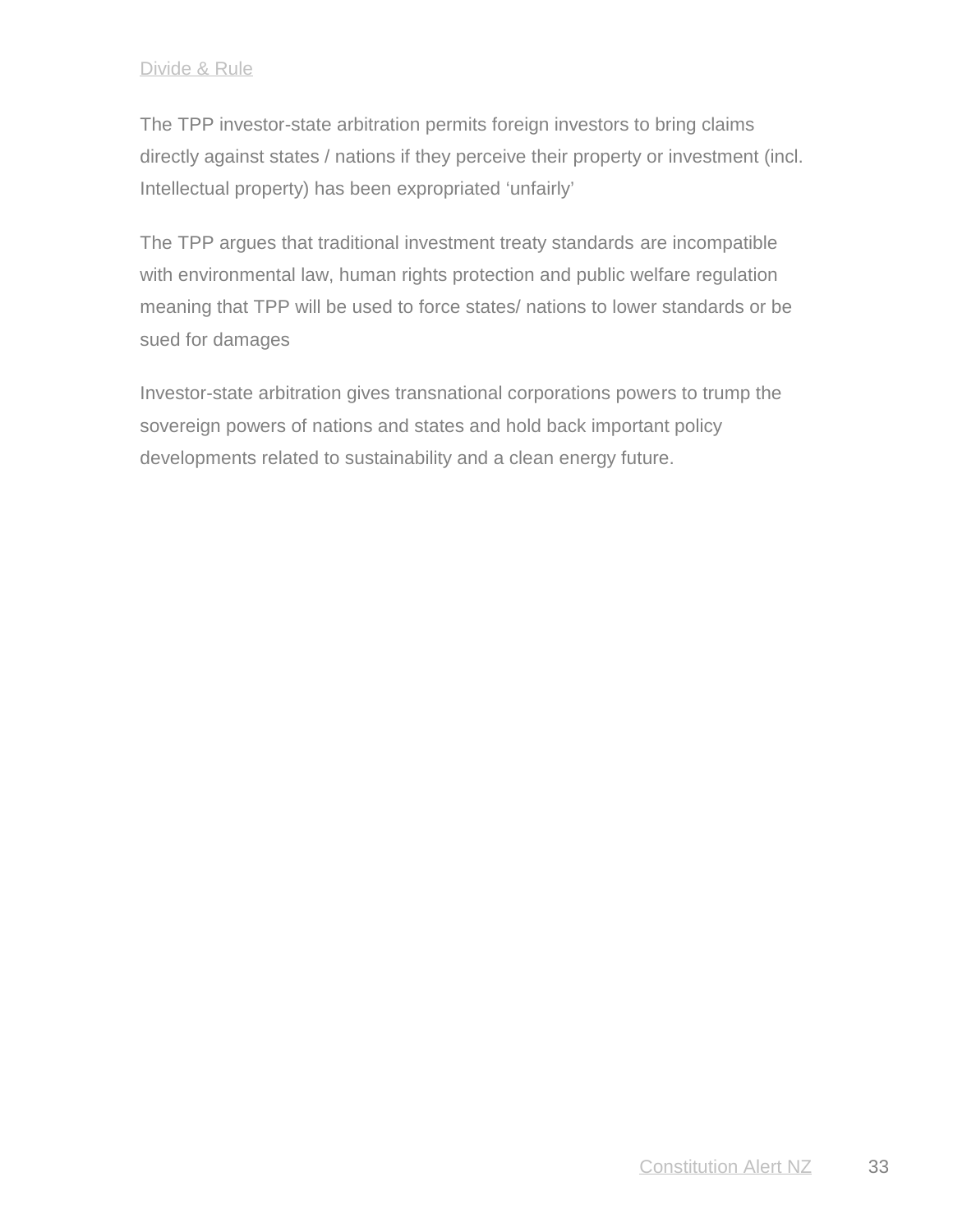Divide & Rule

The TPP investor-state arbitration permits foreign investors to bring claims directly against states / nations if they perceive their property or investment (incl. Intellectual property) has been expropriated 'unfairly'

The TPP argues that traditional investment treaty standards are incompatible with environmental law, human rights protection and public welfare regulation meaning that TPP will be used to force states/ nations to lower standards or be sued for damages

Investor-state arbitration gives transnational corporations powers to trump the sovereign powers of nations and states and hold back important policy developments related to sustainability and a clean energy future.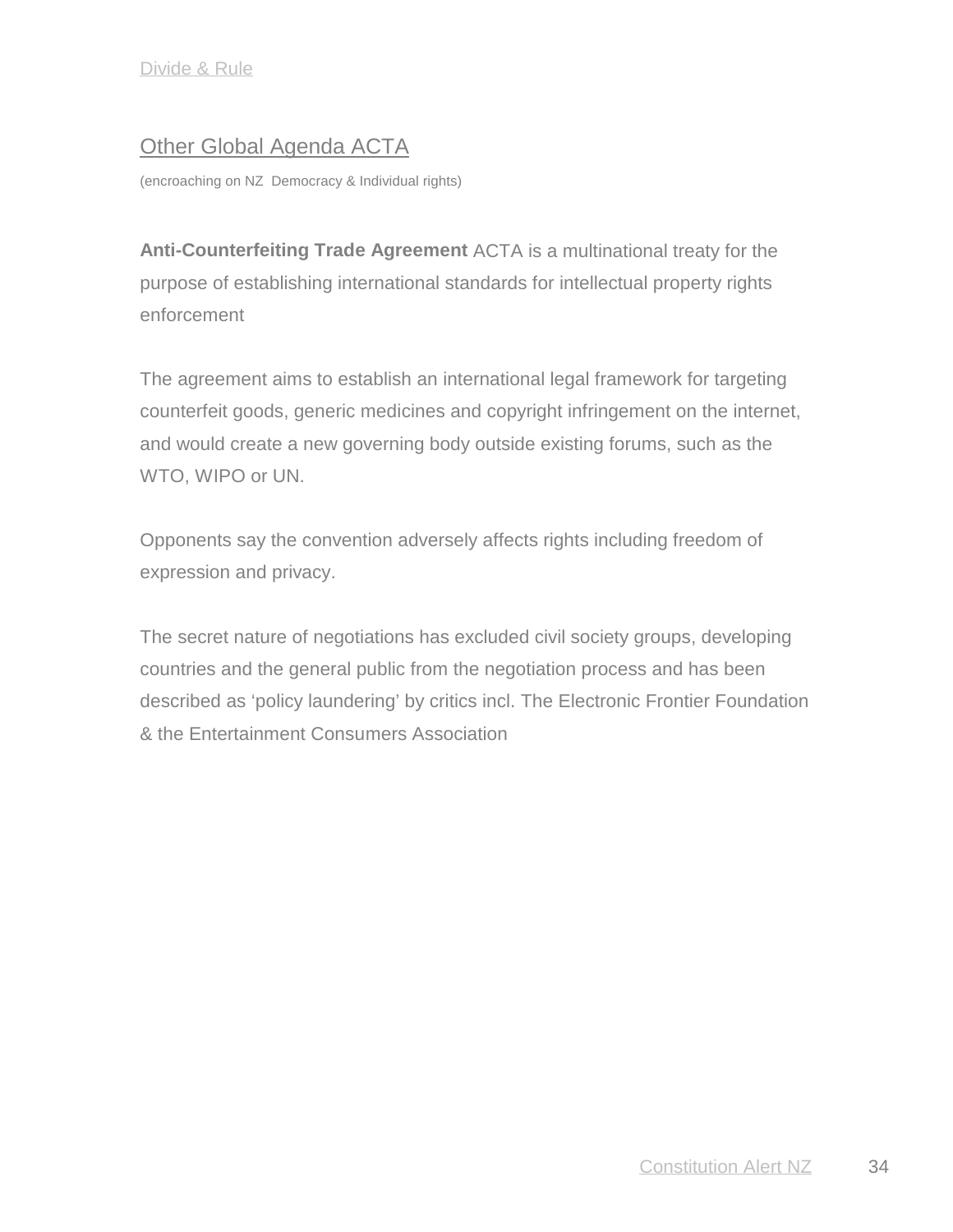Divide & Rule

## Other Global Agenda ACTA

(encroaching on NZ Democracy & Individual rights)

**Anti-Counterfeiting Trade Agreement** ACTA is a multinational treaty for the purpose of establishing international standards for intellectual property rights enforcement

The agreement aims to establish an international legal framework for targeting counterfeit goods, generic medicines and copyright infringement on the internet, and would create a new governing body outside existing forums, such as the WTO, WIPO or UN.

Opponents say the convention adversely affects rights including freedom of expression and privacy.

The secret nature of negotiations has excluded civil society groups, developing countries and the general public from the negotiation process and has been described as 'policy laundering' by critics incl. The Electronic Frontier Foundation & the Entertainment Consumers Association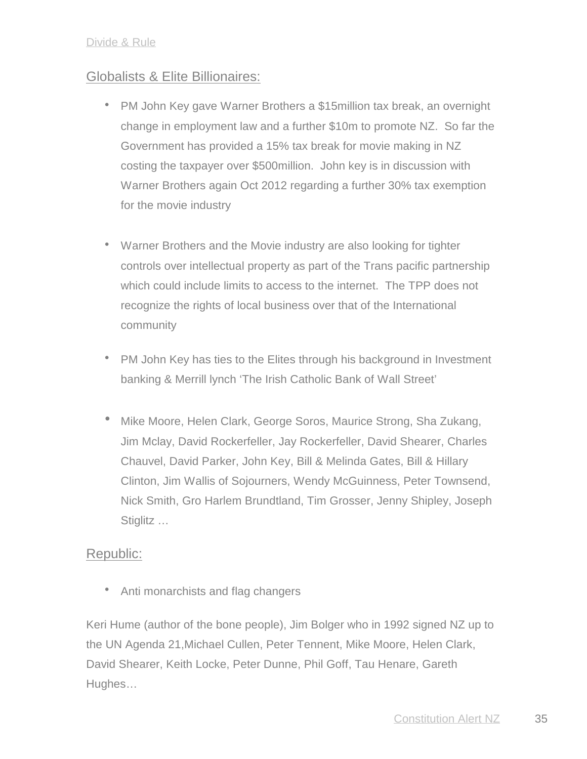Divide & Rule

## Globalists & Elite Billionaires:

- PM John Key gave Warner Brothers a $15million tax break, an overnight change in employment law and a further $10m to promote NZ.  So far the Government has provided a 15% tax break for movie making in NZ costing the taxpayer over $500million.  John key is in discussion with Warner Brothers again Oct 2012 regarding a further 30% tax exemption for the movie industry

- Warner Brothers and the Movie industry are also looking for tighter controls over intellectual property as part of the Trans pacific partnership which could include limits to access to the internet.  The TPP does not recognize the rights of local business over that of the International community

- PM John Key has ties to the Elites through his background in Investment banking & Merrill lynch 'The Irish Catholic Bank of Wall Street'

- Mike Moore, Helen Clark, George Soros, Maurice Strong, Sha Zukang, Jim Mclay, David Rockerfeller, Jay Rockerfeller, David Shearer, Charles Chauvel, David Parker, John Key, Bill & Melinda Gates, Bill & Hillary Clinton, Jim Wallis of Sojourners, Wendy McGuinness, Peter Townsend, Nick Smith, Gro Harlem Brundtland, Tim Grosser, Jenny Shipley, Joseph Stiglitz …

## Republic:

- Anti monarchists and flag changers

Keri Hume (author of the bone people), Jim Bolger who in 1992 signed NZ up to the UN Agenda 21,Michael Cullen, Peter Tennent, Mike Moore, Helen Clark, David Shearer, Keith Locke, Peter Dunne, Phil Goff, Tau Henare, Gareth Hughes…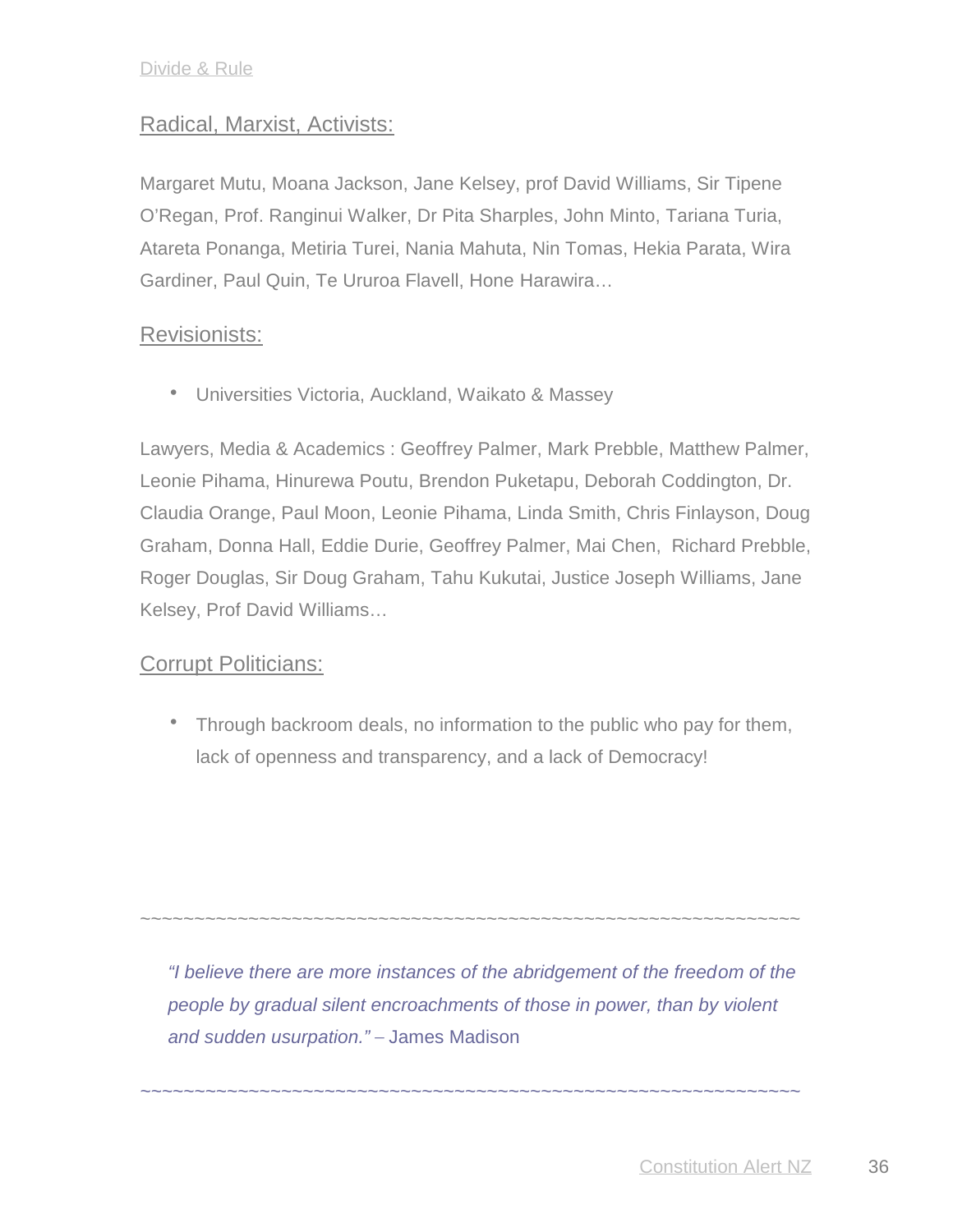## Radical, Marxist, Activists:

Margaret Mutu, Moana Jackson, Jane Kelsey, prof David Williams, Sir Tipene O'Regan, Prof. Ranginui Walker, Dr Pita Sharples, John Minto, Tariana Turia, Atareta Ponanga, Metiria Turei, Nania Mahuta, Nin Tomas, Hekia Parata, Wira Gardiner, Paul Quin, Te Ururoa Flavell, Hone Harawira…

## Revisionists:

- Universities Victoria, Auckland, Waikato & Massey

Lawyers, Media & Academics : Geoffrey Palmer, Mark Prebble, Matthew Palmer, Leonie Pihama, Hinurewa Poutu, Brendon Puketapu, Deborah Coddington, Dr. Claudia Orange, Paul Moon, Leonie Pihama, Linda Smith, Chris Finlayson, Doug Graham, Donna Hall, Eddie Durie, Geoffrey Palmer, Mai Chen, Richard Prebble, Roger Douglas, Sir Doug Graham, Tahu Kukutai, Justice Joseph Williams, Jane Kelsey, Prof David Williams…

## Corrupt Politicians:

- Through backroom deals, no information to the public who pay for them, lack of openness and transparency, and a lack of Democracy!

~~~~~~~~~~~~~~~~~~~~~~~~~~~~~~~~~~~~~~~~~~~~~~~~~~~~~~~~~~~~~~~~~~~~~~~~~~~~~~~~~~~~

> *"I believe there are more instances of the abridgement of the freedom of the people by gradual silent encroachments of those in power, than by violent and sudden usurpation."* – James Madison

~~~~~~~~~~~~~~~~~~~~~~~~~~~~~~~~~~~~~~~~~~~~~~~~~~~~~~~~~~~~~~~~~~~~~~~~~~~~~~~~~~~~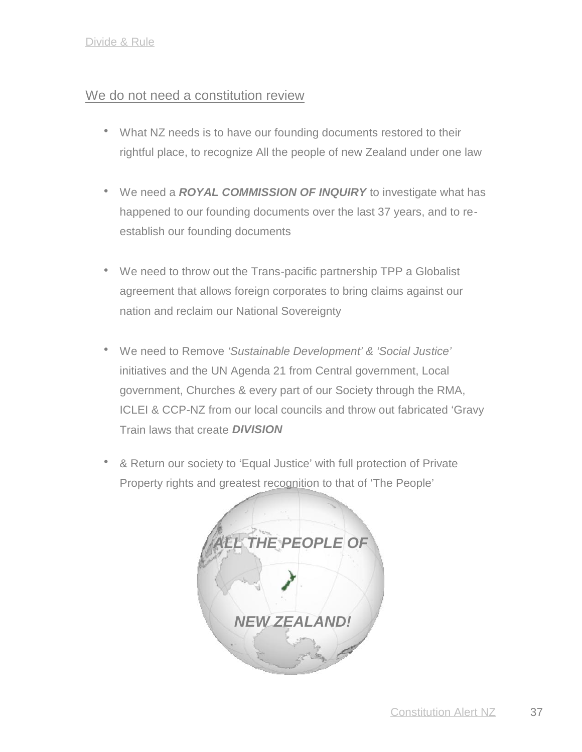## We do not need a constitution review

- What NZ needs is to have our founding documents restored to their rightful place, to recognize All the people of new Zealand under one law

- We need a ***ROYAL COMMISSION OF INQUIRY*** to investigate what has happened to our founding documents over the last 37 years, and to re-establish our founding documents

- We need to throw out the Trans-pacific partnership TPP a Globalist agreement that allows foreign corporates to bring claims against our nation and reclaim our National Sovereignty

- We need to Remove *'Sustainable Development' & 'Social Justice'* initiatives and the UN Agenda 21 from Central government, Local government, Churches & every part of our Society through the RMA, ICLEI & CCP-NZ from our local councils and throw out fabricated 'Gravy Train laws that create ***DIVISION***

- & Return our society to 'Equal Justice' with full protection of Private Property rights and greatest recognition to that of 'The People'

***ALL THE PEOPLE OF***

***NEW ZEALAND!***